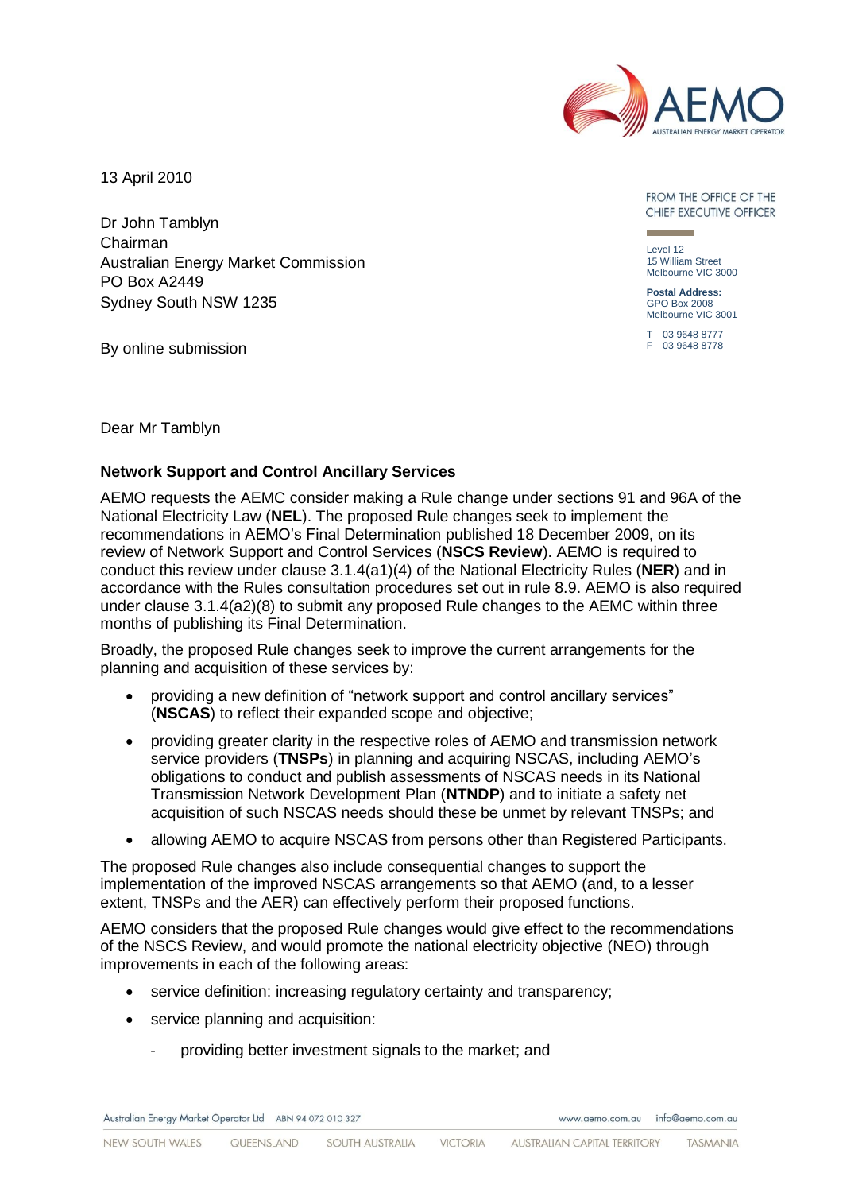13 April 2010

Dr John Tamblyn
Chairman
Australian Energy Market Commission
PO Box A2449
Sydney South NSW 1235

By online submission

FROM THE OFFICE OF THE CHIEF EXECUTIVE OFFICER

Level 12
15 William Street
Melbourne VIC 3000

**Postal Address:**
GPO Box 2008
Melbourne VIC 3001

T 03 9648 8777
F 03 9648 8778

Dear Mr Tamblyn

**Network Support and Control Ancillary Services**

AEMO requests the AEMC consider making a Rule change under sections 91 and 96A of the National Electricity Law (**NEL**). The proposed Rule changes seek to implement the recommendations in AEMO's Final Determination published 18 December 2009, on its review of Network Support and Control Services (**NSCS Review**). AEMO is required to conduct this review under clause 3.1.4(a1)(4) of the National Electricity Rules (**NER**) and in accordance with the Rules consultation procedures set out in rule 8.9. AEMO is also required under clause 3.1.4(a2)(8) to submit any proposed Rule changes to the AEMC within three months of publishing its Final Determination.

Broadly, the proposed Rule changes seek to improve the current arrangements for the planning and acquisition of these services by:

- providing a new definition of "network support and control ancillary services" (**NSCAS**) to reflect their expanded scope and objective;
- providing greater clarity in the respective roles of AEMO and transmission network service providers (**TNSPs**) in planning and acquiring NSCAS, including AEMO's obligations to conduct and publish assessments of NSCAS needs in its National Transmission Network Development Plan (**NTNDP**) and to initiate a safety net acquisition of such NSCAS needs should these be unmet by relevant TNSPs; and
- allowing AEMO to acquire NSCAS from persons other than Registered Participants.

The proposed Rule changes also include consequential changes to support the implementation of the improved NSCAS arrangements so that AEMO (and, to a lesser extent, TNSPs and the AER) can effectively perform their proposed functions.

AEMO considers that the proposed Rule changes would give effect to the recommendations of the NSCS Review, and would promote the national electricity objective (NEO) through improvements in each of the following areas:

- service definition: increasing regulatory certainty and transparency;
- service planning and acquisition:
    - providing better investment signals to the market; and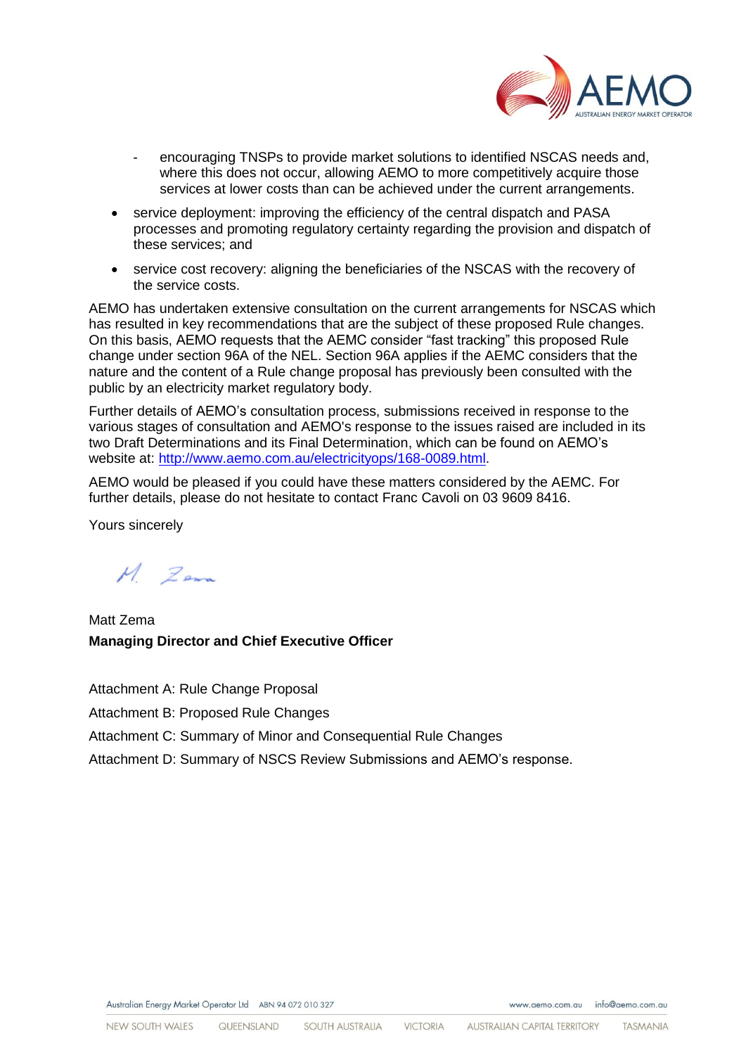- encouraging TNSPs to provide market solutions to identified NSCAS needs and, where this does not occur, allowing AEMO to more competitively acquire those services at lower costs than can be achieved under the current arrangements.

- service deployment: improving the efficiency of the central dispatch and PASA processes and promoting regulatory certainty regarding the provision and dispatch of these services; and

- service cost recovery: aligning the beneficiaries of the NSCAS with the recovery of the service costs.

AEMO has undertaken extensive consultation on the current arrangements for NSCAS which has resulted in key recommendations that are the subject of these proposed Rule changes. On this basis, AEMO requests that the AEMC consider "fast tracking" this proposed Rule change under section 96A of the NEL. Section 96A applies if the AEMC considers that the nature and the content of a Rule change proposal has previously been consulted with the public by an electricity market regulatory body.

Further details of AEMO's consultation process, submissions received in response to the various stages of consultation and AEMO's response to the issues raised are included in its two Draft Determinations and its Final Determination, which can be found on AEMO's website at: http://www.aemo.com.au/electricityops/168-0089.html.

AEMO would be pleased if you could have these matters considered by the AEMC. For further details, please do not hesitate to contact Franc Cavoli on 03 9609 8416.

Yours sincerely

M. Zema

Matt Zema
**Managing Director and Chief Executive Officer**

Attachment A: Rule Change Proposal

Attachment B: Proposed Rule Changes

Attachment C: Summary of Minor and Consequential Rule Changes

Attachment D: Summary of NSCS Review Submissions and AEMO's response.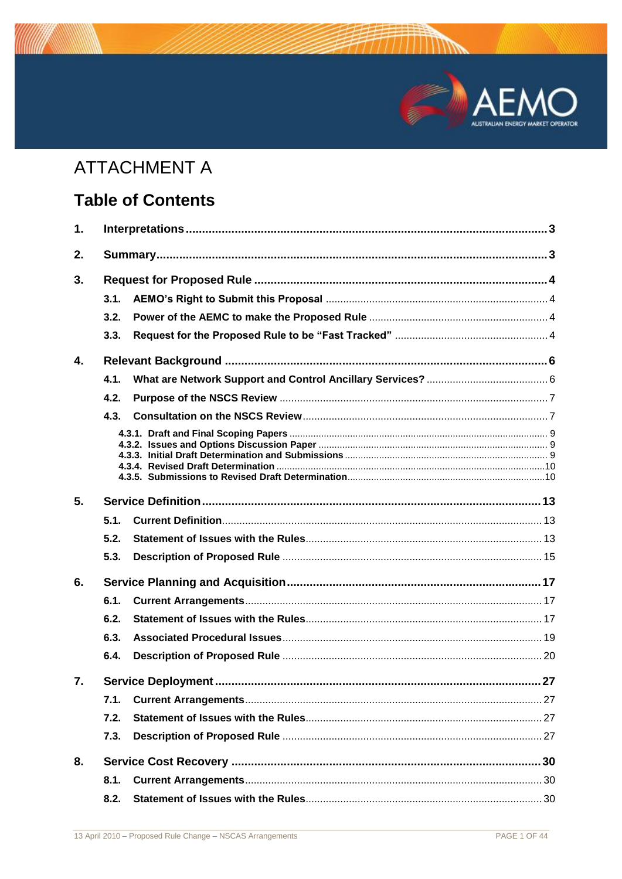# ATTACHMENT A

## Table of Contents

| | | |
|---|---|---|
| **1.** | **Interpretations** | **3** |
| **2.** | **Summary** | **3** |
| **3.** | **Request for Proposed Rule** | **4** |
| 3.1. | AEMO's Right to Submit this Proposal | 4 |
| 3.2. | Power of the AEMC to make the Proposed Rule | 4 |
| 3.3. | Request for the Proposed Rule to be "Fast Tracked" | 4 |
| **4.** | **Relevant Background** | **6** |
| 4.1. | What are Network Support and Control Ancillary Services? | 6 |
| 4.2. | Purpose of the NSCS Review | 7 |
| 4.3. | Consultation on the NSCS Review | 7 |
| 4.3.1. | Draft and Final Scoping Papers | 9 |
| 4.3.2. | Issues and Options Discussion Paper | 9 |
| 4.3.3. | Initial Draft Determination and Submissions | 9 |
| 4.3.4. | Revised Draft Determination | 10 |
| 4.3.5. | Submissions to Revised Draft Determination | 10 |
| **5.** | **Service Definition** | **13** |
| 5.1. | Current Definition | 13 |
| 5.2. | Statement of Issues with the Rules | 13 |
| 5.3. | Description of Proposed Rule | 15 |
| **6.** | **Service Planning and Acquisition** | **17** |
| 6.1. | Current Arrangements | 17 |
| 6.2. | Statement of Issues with the Rules | 17 |
| 6.3. | Associated Procedural Issues | 19 |
| 6.4. | Description of Proposed Rule | 20 |
| **7.** | **Service Deployment** | **27** |
| 7.1. | Current Arrangements | 27 |
| 7.2. | Statement of Issues with the Rules | 27 |
| 7.3. | Description of Proposed Rule | 27 |
| **8.** | **Service Cost Recovery** | **30** |
| 8.1. | Current Arrangements | 30 |
| 8.2. | Statement of Issues with the Rules | 30 |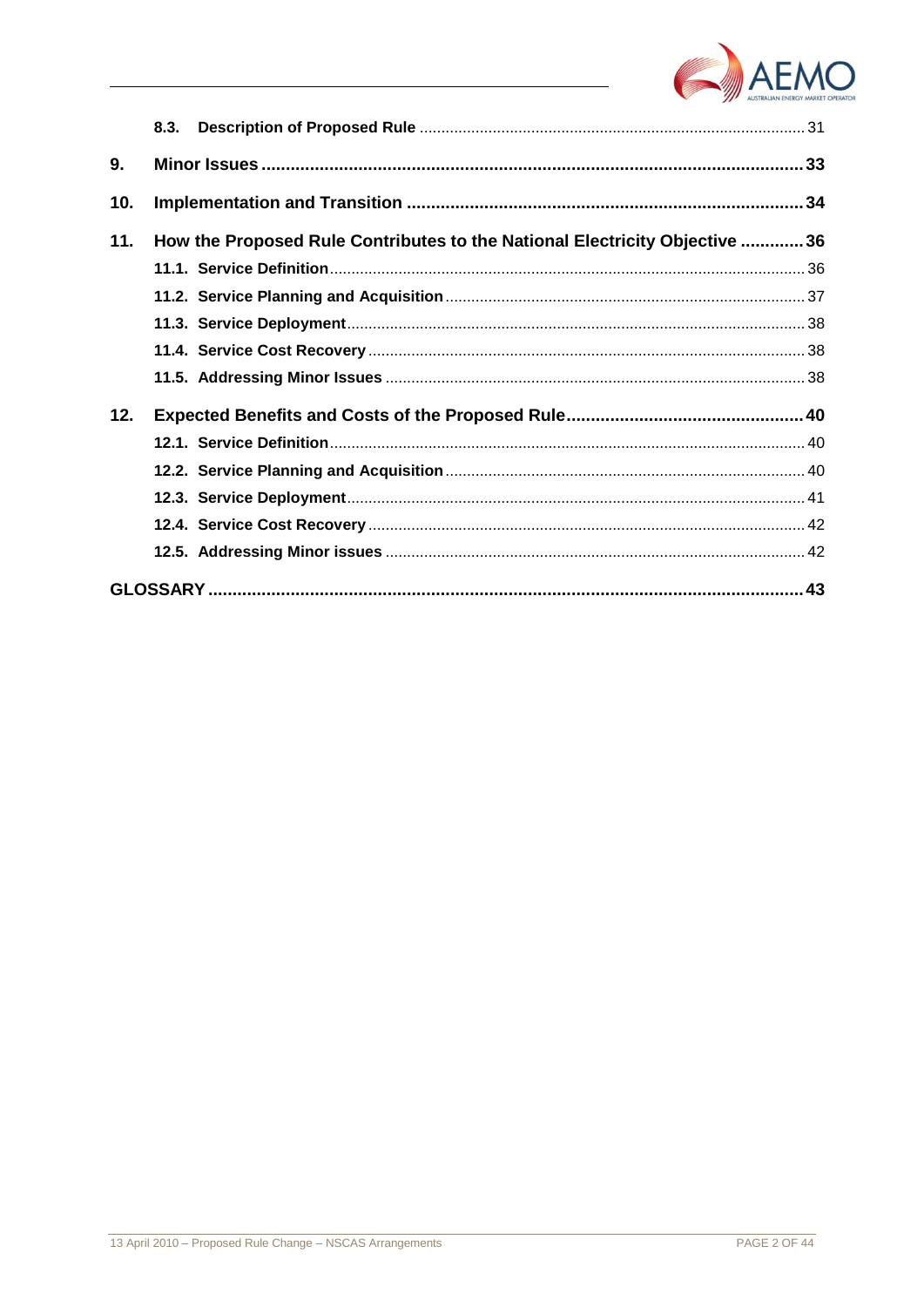8.3. Description of Proposed Rule ........................................................................................ 31

9. Minor Issues ........................................................................................................................ 33

10. Implementation and Transition ....................................................................................... 34

11. How the Proposed Rule Contributes to the National Electricity Objective ............. 36

11.1. Service Definition ........................................................................................................... 36

11.2. Service Planning and Acquisition ................................................................................. 37

11.3. Service Deployment ....................................................................................................... 38

11.4. Service Cost Recovery ................................................................................................... 38

11.5. Addressing Minor Issues ................................................................................................ 38

12. Expected Benefits and Costs of the Proposed Rule .................................................. 40

12.1. Service Definition ........................................................................................................... 40

12.2. Service Planning and Acquisition ................................................................................. 40

12.3. Service Deployment ....................................................................................................... 41

12.4. Service Cost Recovery ................................................................................................... 42

12.5. Addressing Minor issues ................................................................................................ 42

GLOSSARY ............................................................................................................................. 43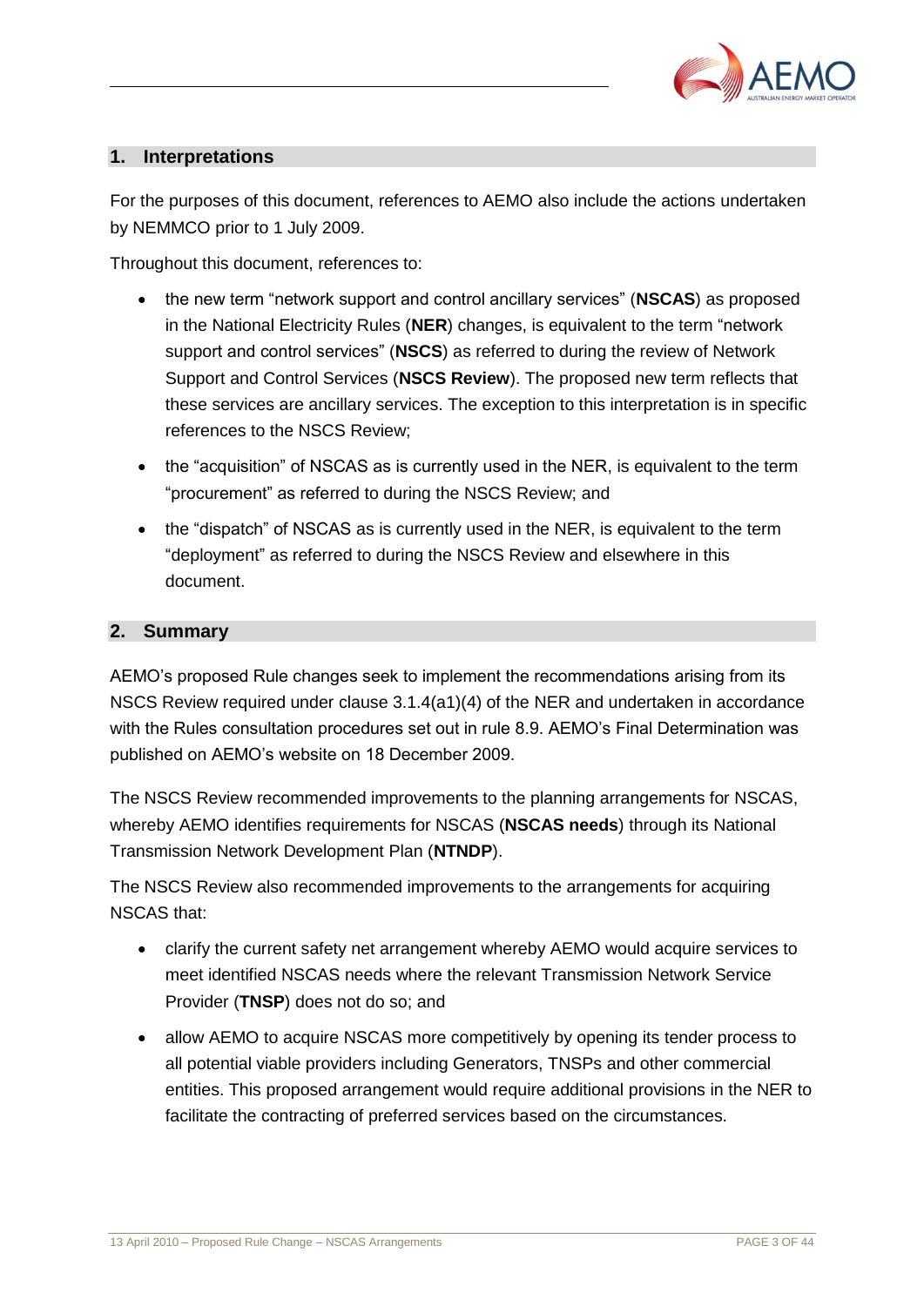## 1. Interpretations

For the purposes of this document, references to AEMO also include the actions undertaken by NEMMCO prior to 1 July 2009.

Throughout this document, references to:

- the new term "network support and control ancillary services" (**NSCAS**) as proposed in the National Electricity Rules (**NER**) changes, is equivalent to the term "network support and control services" (**NSCS**) as referred to during the review of Network Support and Control Services (**NSCS Review**). The proposed new term reflects that these services are ancillary services. The exception to this interpretation is in specific references to the NSCS Review;
- the "acquisition" of NSCAS as is currently used in the NER, is equivalent to the term "procurement" as referred to during the NSCS Review; and
- the "dispatch" of NSCAS as is currently used in the NER, is equivalent to the term "deployment" as referred to during the NSCS Review and elsewhere in this document.

## 2. Summary

AEMO's proposed Rule changes seek to implement the recommendations arising from its NSCS Review required under clause 3.1.4(a1)(4) of the NER and undertaken in accordance with the Rules consultation procedures set out in rule 8.9. AEMO's Final Determination was published on AEMO's website on 18 December 2009.

The NSCS Review recommended improvements to the planning arrangements for NSCAS, whereby AEMO identifies requirements for NSCAS (**NSCAS needs**) through its National Transmission Network Development Plan (**NTNDP**).

The NSCS Review also recommended improvements to the arrangements for acquiring NSCAS that:

- clarify the current safety net arrangement whereby AEMO would acquire services to meet identified NSCAS needs where the relevant Transmission Network Service Provider (**TNSP**) does not do so; and
- allow AEMO to acquire NSCAS more competitively by opening its tender process to all potential viable providers including Generators, TNSPs and other commercial entities. This proposed arrangement would require additional provisions in the NER to facilitate the contracting of preferred services based on the circumstances.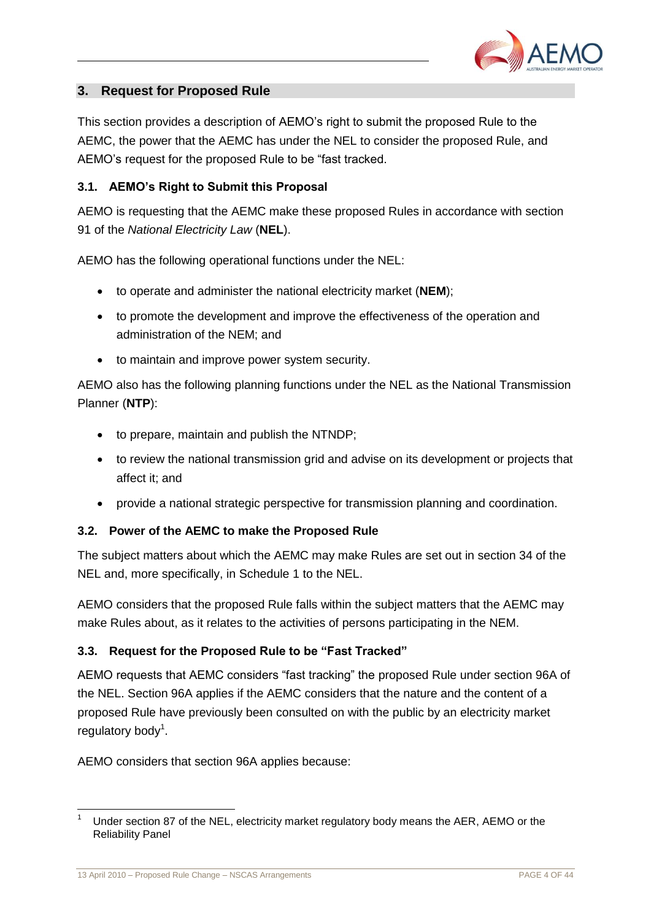## 3. Request for Proposed Rule

This section provides a description of AEMO's right to submit the proposed Rule to the AEMC, the power that the AEMC has under the NEL to consider the proposed Rule, and AEMO's request for the proposed Rule to be "fast tracked.

### 3.1. AEMO's Right to Submit this Proposal

AEMO is requesting that the AEMC make these proposed Rules in accordance with section 91 of the *National Electricity Law* (**NEL**).

AEMO has the following operational functions under the NEL:

- to operate and administer the national electricity market (**NEM**);
- to promote the development and improve the effectiveness of the operation and administration of the NEM; and
- to maintain and improve power system security.

AEMO also has the following planning functions under the NEL as the National Transmission Planner (**NTP**):

- to prepare, maintain and publish the NTNDP;
- to review the national transmission grid and advise on its development or projects that affect it; and
- provide a national strategic perspective for transmission planning and coordination.

### 3.2. Power of the AEMC to make the Proposed Rule

The subject matters about which the AEMC may make Rules are set out in section 34 of the NEL and, more specifically, in Schedule 1 to the NEL.

AEMO considers that the proposed Rule falls within the subject matters that the AEMC may make Rules about, as it relates to the activities of persons participating in the NEM.

### 3.3. Request for the Proposed Rule to be "Fast Tracked"

AEMO requests that AEMC considers "fast tracking" the proposed Rule under section 96A of the NEL. Section 96A applies if the AEMC considers that the nature and the content of a proposed Rule have previously been consulted on with the public by an electricity market regulatory body[1].

AEMO considers that section 96A applies because:

[1] Under section 87 of the NEL, electricity market regulatory body means the AER, AEMO or the Reliability Panel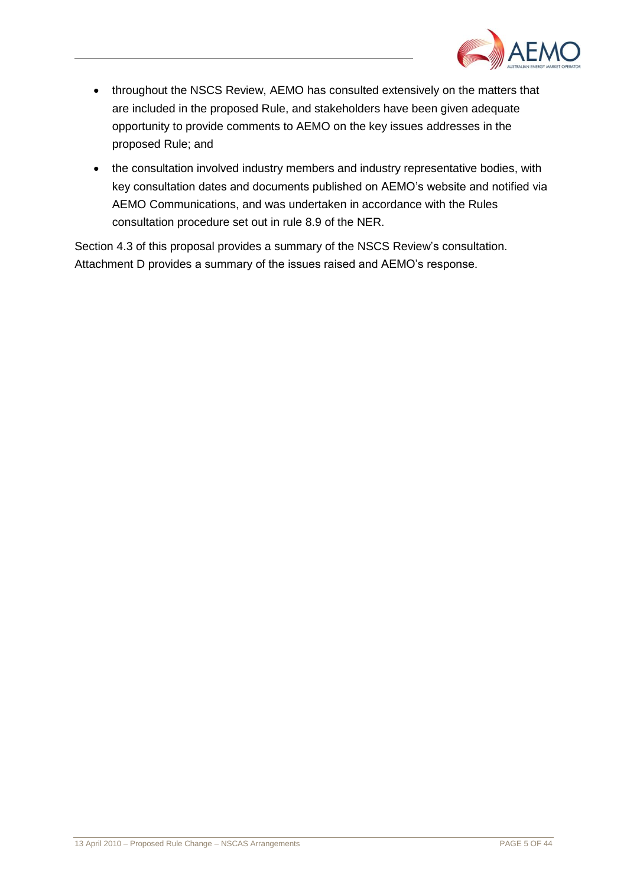- throughout the NSCS Review, AEMO has consulted extensively on the matters that are included in the proposed Rule, and stakeholders have been given adequate opportunity to provide comments to AEMO on the key issues addresses in the proposed Rule; and
- the consultation involved industry members and industry representative bodies, with key consultation dates and documents published on AEMO's website and notified via AEMO Communications, and was undertaken in accordance with the Rules consultation procedure set out in rule 8.9 of the NER.

Section 4.3 of this proposal provides a summary of the NSCS Review's consultation. Attachment D provides a summary of the issues raised and AEMO's response.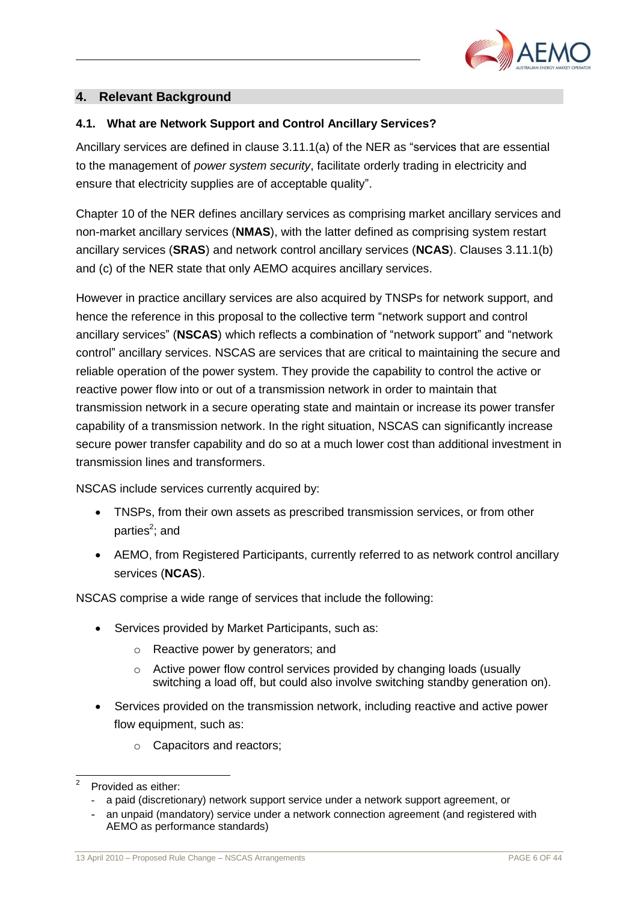## 4. Relevant Background

### 4.1. What are Network Support and Control Ancillary Services?

Ancillary services are defined in clause 3.11.1(a) of the NER as "services that are essential to the management of *power system security*, facilitate orderly trading in electricity and ensure that electricity supplies are of acceptable quality".

Chapter 10 of the NER defines ancillary services as comprising market ancillary services and non-market ancillary services (**NMAS**), with the latter defined as comprising system restart ancillary services (**SRAS**) and network control ancillary services (**NCAS**). Clauses 3.11.1(b) and (c) of the NER state that only AEMO acquires ancillary services.

However in practice ancillary services are also acquired by TNSPs for network support, and hence the reference in this proposal to the collective term "network support and control ancillary services" (**NSCAS**) which reflects a combination of "network support" and "network control" ancillary services. NSCAS are services that are critical to maintaining the secure and reliable operation of the power system. They provide the capability to control the active or reactive power flow into or out of a transmission network in order to maintain that transmission network in a secure operating state and maintain or increase its power transfer capability of a transmission network. In the right situation, NSCAS can significantly increase secure power transfer capability and do so at a much lower cost than additional investment in transmission lines and transformers.

NSCAS include services currently acquired by:

- TNSPs, from their own assets as prescribed transmission services, or from other parties[2]; and
- AEMO, from Registered Participants, currently referred to as network control ancillary services (**NCAS**).

NSCAS comprise a wide range of services that include the following:

- Services provided by Market Participants, such as:
  - Reactive power by generators; and
  - Active power flow control services provided by changing loads (usually switching a load off, but could also involve switching standby generation on).
- Services provided on the transmission network, including reactive and active power flow equipment, such as:
  - Capacitors and reactors;

---

[2] Provided as either:
- a paid (discretionary) network support service under a network support agreement, or
- an unpaid (mandatory) service under a network connection agreement (and registered with AEMO as performance standards)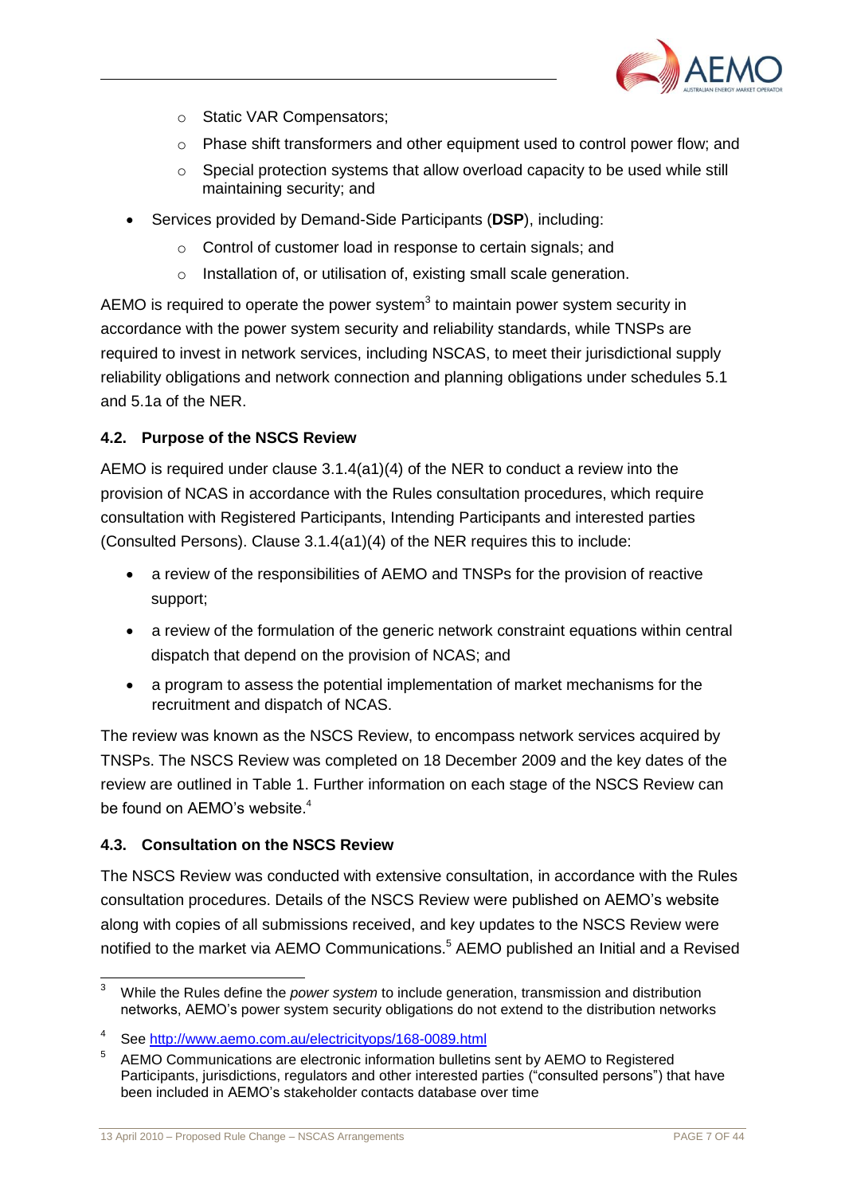- Static VAR Compensators;
    - Phase shift transformers and other equipment used to control power flow; and
    - Special protection systems that allow overload capacity to be used while still maintaining security; and
- Services provided by Demand-Side Participants (**DSP**), including:
    - Control of customer load in response to certain signals; and
    - Installation of, or utilisation of, existing small scale generation.

AEMO is required to operate the power system[3] to maintain power system security in accordance with the power system security and reliability standards, while TNSPs are required to invest in network services, including NSCAS, to meet their jurisdictional supply reliability obligations and network connection and planning obligations under schedules 5.1 and 5.1a of the NER.

### 4.2. Purpose of the NSCS Review

AEMO is required under clause 3.1.4(a1)(4) of the NER to conduct a review into the provision of NCAS in accordance with the Rules consultation procedures, which require consultation with Registered Participants, Intending Participants and interested parties (Consulted Persons). Clause 3.1.4(a1)(4) of the NER requires this to include:

- a review of the responsibilities of AEMO and TNSPs for the provision of reactive support;
- a review of the formulation of the generic network constraint equations within central dispatch that depend on the provision of NCAS; and
- a program to assess the potential implementation of market mechanisms for the recruitment and dispatch of NCAS.

The review was known as the NSCS Review, to encompass network services acquired by TNSPs. The NSCS Review was completed on 18 December 2009 and the key dates of the review are outlined in Table 1. Further information on each stage of the NSCS Review can be found on AEMO's website.[4]

### 4.3. Consultation on the NSCS Review

The NSCS Review was conducted with extensive consultation, in accordance with the Rules consultation procedures. Details of the NSCS Review were published on AEMO's website along with copies of all submissions received, and key updates to the NSCS Review were notified to the market via AEMO Communications.[5] AEMO published an Initial and a Revised

---

[3] While the Rules define the *power system* to include generation, transmission and distribution networks, AEMO's power system security obligations do not extend to the distribution networks

[4] See http://www.aemo.com.au/electricityops/168-0089.html

[5] AEMO Communications are electronic information bulletins sent by AEMO to Registered Participants, jurisdictions, regulators and other interested parties ("consulted persons") that have been included in AEMO's stakeholder contacts database over time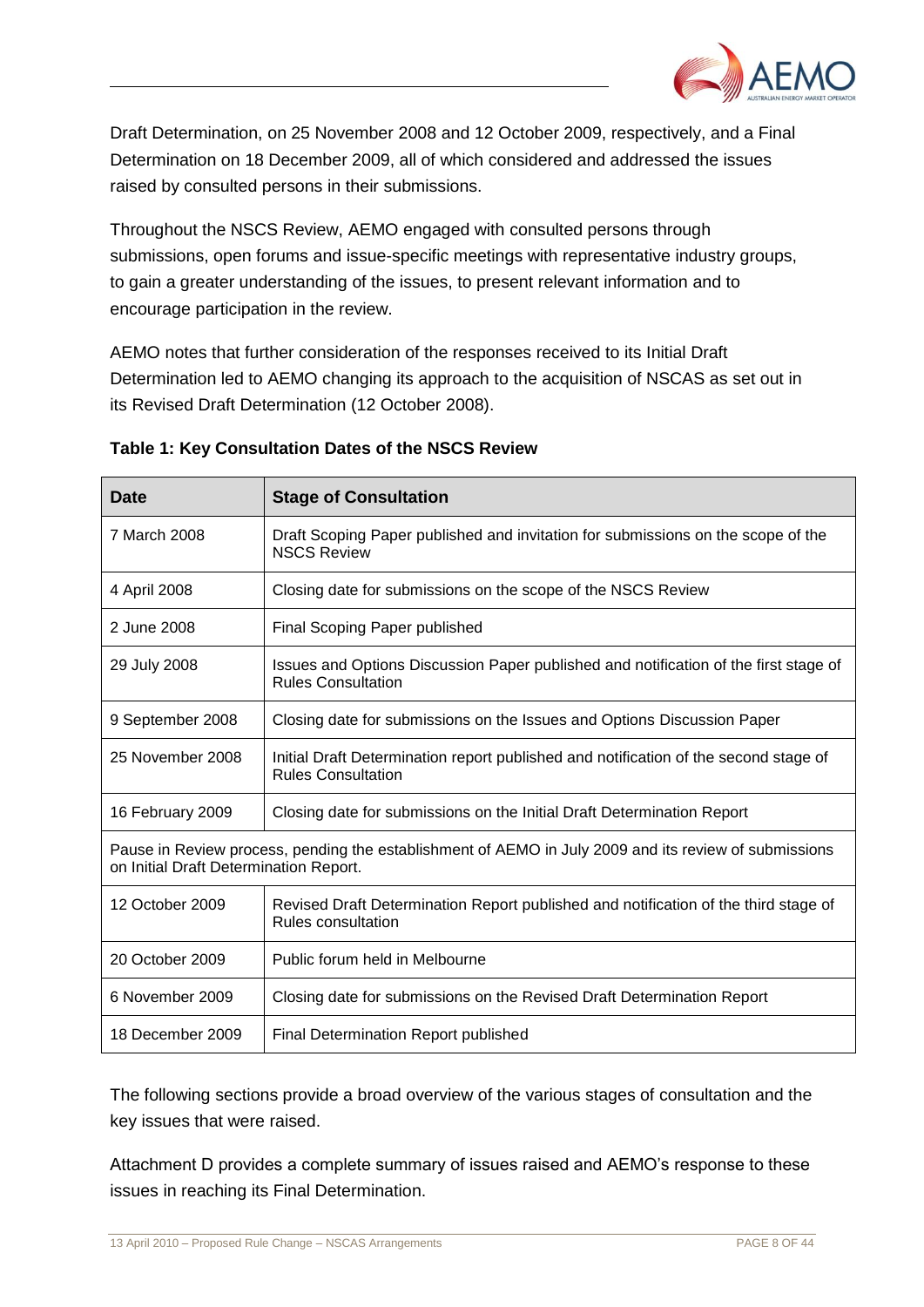Draft Determination, on 25 November 2008 and 12 October 2009, respectively, and a Final Determination on 18 December 2009, all of which considered and addressed the issues raised by consulted persons in their submissions.

Throughout the NSCS Review, AEMO engaged with consulted persons through submissions, open forums and issue-specific meetings with representative industry groups, to gain a greater understanding of the issues, to present relevant information and to encourage participation in the review.

AEMO notes that further consideration of the responses received to its Initial Draft Determination led to AEMO changing its approach to the acquisition of NSCAS as set out in its Revised Draft Determination (12 October 2008).

**Table 1: Key Consultation Dates of the NSCS Review**

| Date | Stage of Consultation |
|---|---|
| 7 March 2008 | Draft Scoping Paper published and invitation for submissions on the scope of the NSCS Review |
| 4 April 2008 | Closing date for submissions on the scope of the NSCS Review |
| 2 June 2008 | Final Scoping Paper published |
| 29 July 2008 | Issues and Options Discussion Paper published and notification of the first stage of Rules Consultation |
| 9 September 2008 | Closing date for submissions on the Issues and Options Discussion Paper |
| 25 November 2008 | Initial Draft Determination report published and notification of the second stage of Rules Consultation |
| 16 February 2009 | Closing date for submissions on the Initial Draft Determination Report |
| Pause in Review process, pending the establishment of AEMO in July 2009 and its review of submissions on Initial Draft Determination Report. | |
| 12 October 2009 | Revised Draft Determination Report published and notification of the third stage of Rules consultation |
| 20 October 2009 | Public forum held in Melbourne |
| 6 November 2009 | Closing date for submissions on the Revised Draft Determination Report |
| 18 December 2009 | Final Determination Report published |

The following sections provide a broad overview of the various stages of consultation and the key issues that were raised.

Attachment D provides a complete summary of issues raised and AEMO's response to these issues in reaching its Final Determination.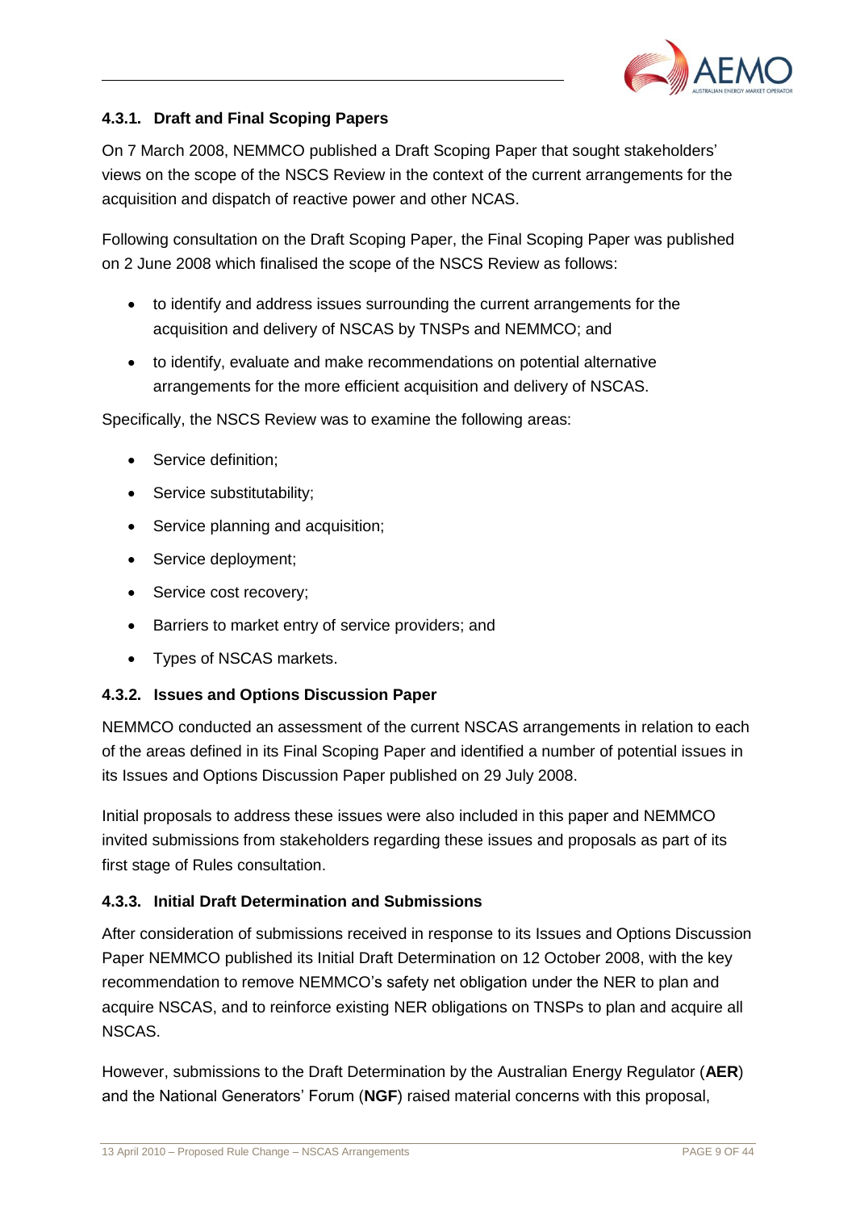### 4.3.1. Draft and Final Scoping Papers

On 7 March 2008, NEMMCO published a Draft Scoping Paper that sought stakeholders' views on the scope of the NSCS Review in the context of the current arrangements for the acquisition and dispatch of reactive power and other NCAS.

Following consultation on the Draft Scoping Paper, the Final Scoping Paper was published on 2 June 2008 which finalised the scope of the NSCS Review as follows:

- to identify and address issues surrounding the current arrangements for the acquisition and delivery of NSCAS by TNSPs and NEMMCO; and
- to identify, evaluate and make recommendations on potential alternative arrangements for the more efficient acquisition and delivery of NSCAS.

Specifically, the NSCS Review was to examine the following areas:

- Service definition;
- Service substitutability;
- Service planning and acquisition;
- Service deployment;
- Service cost recovery;
- Barriers to market entry of service providers; and
- Types of NSCAS markets.

### 4.3.2. Issues and Options Discussion Paper

NEMMCO conducted an assessment of the current NSCAS arrangements in relation to each of the areas defined in its Final Scoping Paper and identified a number of potential issues in its Issues and Options Discussion Paper published on 29 July 2008.

Initial proposals to address these issues were also included in this paper and NEMMCO invited submissions from stakeholders regarding these issues and proposals as part of its first stage of Rules consultation.

### 4.3.3. Initial Draft Determination and Submissions

After consideration of submissions received in response to its Issues and Options Discussion Paper NEMMCO published its Initial Draft Determination on 12 October 2008, with the key recommendation to remove NEMMCO's safety net obligation under the NER to plan and acquire NSCAS, and to reinforce existing NER obligations on TNSPs to plan and acquire all NSCAS.

However, submissions to the Draft Determination by the Australian Energy Regulator (**AER**) and the National Generators' Forum (**NGF**) raised material concerns with this proposal,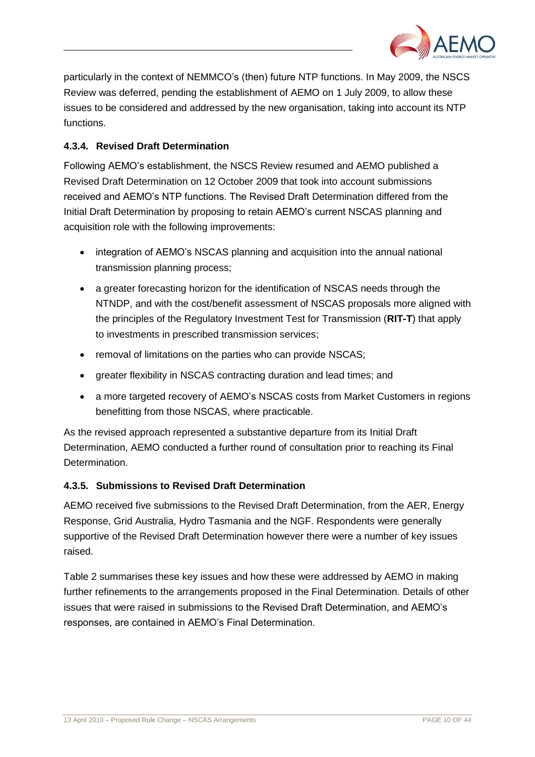particularly in the context of NEMMCO's (then) future NTP functions. In May 2009, the NSCS Review was deferred, pending the establishment of AEMO on 1 July 2009, to allow these issues to be considered and addressed by the new organisation, taking into account its NTP functions.

#### 4.3.4. Revised Draft Determination

Following AEMO's establishment, the NSCS Review resumed and AEMO published a Revised Draft Determination on 12 October 2009 that took into account submissions received and AEMO's NTP functions. The Revised Draft Determination differed from the Initial Draft Determination by proposing to retain AEMO's current NSCAS planning and acquisition role with the following improvements:

- integration of AEMO's NSCAS planning and acquisition into the annual national transmission planning process;
- a greater forecasting horizon for the identification of NSCAS needs through the NTNDP, and with the cost/benefit assessment of NSCAS proposals more aligned with the principles of the Regulatory Investment Test for Transmission (**RIT-T**) that apply to investments in prescribed transmission services;
- removal of limitations on the parties who can provide NSCAS;
- greater flexibility in NSCAS contracting duration and lead times; and
- a more targeted recovery of AEMO's NSCAS costs from Market Customers in regions benefitting from those NSCAS, where practicable.

As the revised approach represented a substantive departure from its Initial Draft Determination, AEMO conducted a further round of consultation prior to reaching its Final Determination.

#### 4.3.5. Submissions to Revised Draft Determination

AEMO received five submissions to the Revised Draft Determination, from the AER, Energy Response, Grid Australia, Hydro Tasmania and the NGF. Respondents were generally supportive of the Revised Draft Determination however there were a number of key issues raised.

Table 2 summarises these key issues and how these were addressed by AEMO in making further refinements to the arrangements proposed in the Final Determination. Details of other issues that were raised in submissions to the Revised Draft Determination, and AEMO's responses, are contained in AEMO's Final Determination.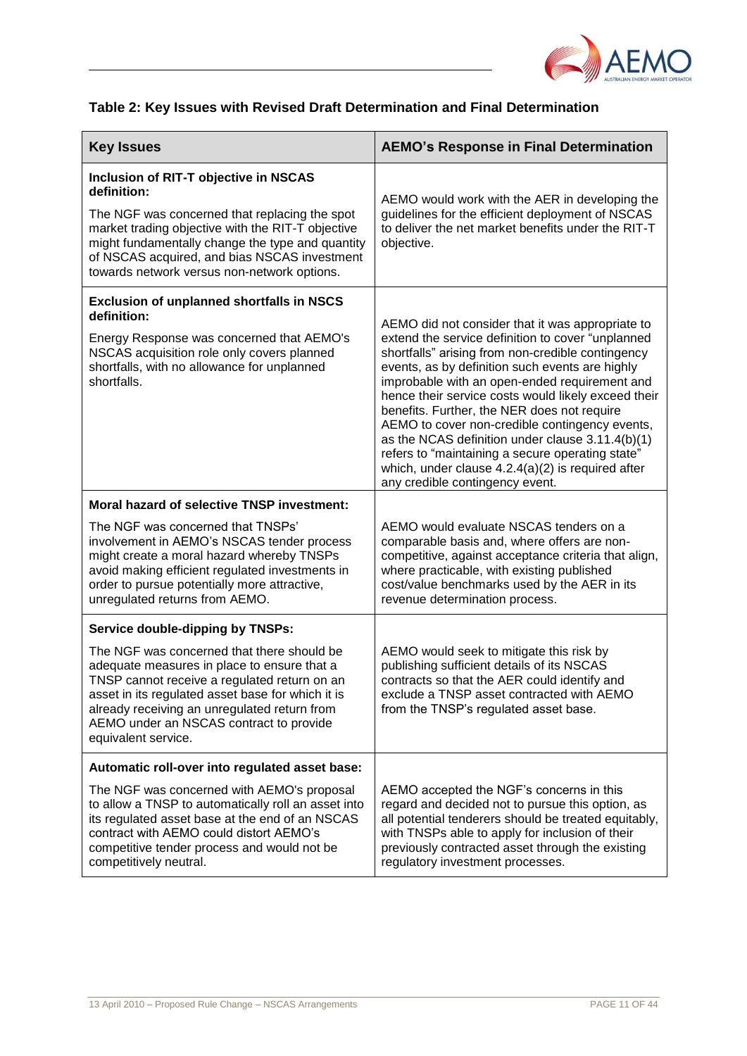### Table 2: Key Issues with Revised Draft Determination and Final Determination

| Key Issues | AEMO's Response in Final Determination |
|---|---|
| **Inclusion of RIT-T objective in NSCAS definition:** The NGF was concerned that replacing the spot market trading objective with the RIT-T objective might fundamentally change the type and quantity of NSCAS acquired, and bias NSCAS investment towards network versus non-network options. | AEMO would work with the AER in developing the guidelines for the efficient deployment of NSCAS to deliver the net market benefits under the RIT-T objective. |
| **Exclusion of unplanned shortfalls in NSCS definition:** Energy Response was concerned that AEMO's NSCAS acquisition role only covers planned shortfalls, with no allowance for unplanned shortfalls. | AEMO did not consider that it was appropriate to extend the service definition to cover "unplanned shortfalls" arising from non-credible contingency events, as by definition such events are highly improbable with an open-ended requirement and hence their service costs would likely exceed their benefits. Further, the NER does not require AEMO to cover non-credible contingency events, as the NCAS definition under clause 3.11.4(b)(1) refers to "maintaining a secure operating state" which, under clause 4.2.4(a)(2) is required after any credible contingency event. |
| **Moral hazard of selective TNSP investment:** The NGF was concerned that TNSPs' involvement in AEMO's NSCAS tender process might create a moral hazard whereby TNSPs avoid making efficient regulated investments in order to pursue potentially more attractive, unregulated returns from AEMO. | AEMO would evaluate NSCAS tenders on a comparable basis and, where offers are non-competitive, against acceptance criteria that align, where practicable, with existing published cost/value benchmarks used by the AER in its revenue determination process. |
| **Service double-dipping by TNSPs:** The NGF was concerned that there should be adequate measures in place to ensure that a TNSP cannot receive a regulated return on an asset in its regulated asset base for which it is already receiving an unregulated return from AEMO under an NSCAS contract to provide equivalent service. | AEMO would seek to mitigate this risk by publishing sufficient details of its NSCAS contracts so that the AER could identify and exclude a TNSP asset contracted with AEMO from the TNSP's regulated asset base. |
| **Automatic roll-over into regulated asset base:** The NGF was concerned with AEMO's proposal to allow a TNSP to automatically roll an asset into its regulated asset base at the end of an NSCAS contract with AEMO could distort AEMO's competitive tender process and would not be competitively neutral. | AEMO accepted the NGF's concerns in this regard and decided not to pursue this option, as all potential tenderers should be treated equitably, with TNSPs able to apply for inclusion of their previously contracted asset through the existing regulatory investment processes. |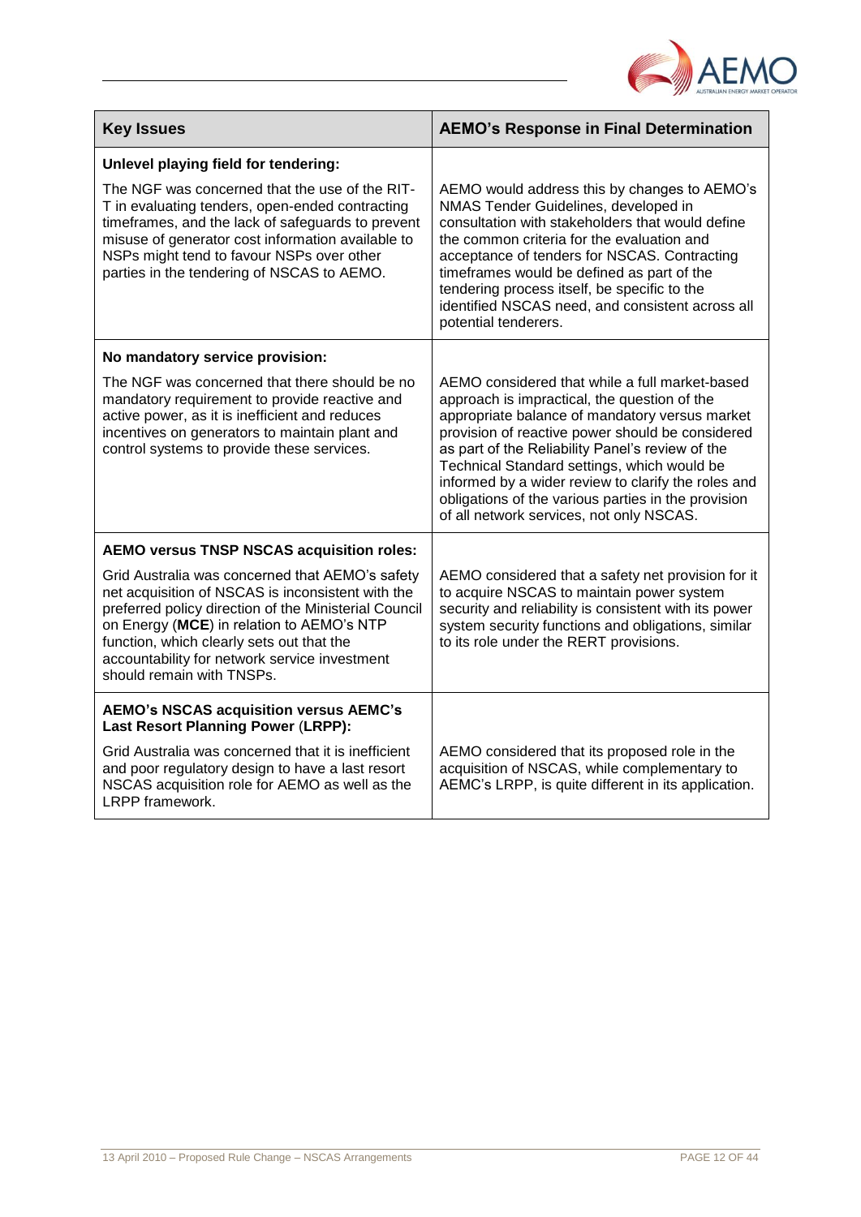| Key Issues | AEMO's Response in Final Determination |
| --- | --- |
| **Unlevel playing field for tendering:**<br><br>The NGF was concerned that the use of the RIT-T in evaluating tenders, open-ended contracting timeframes, and the lack of safeguards to prevent misuse of generator cost information available to NSPs might tend to favour NSPs over other parties in the tendering of NSCAS to AEMO. | AEMO would address this by changes to AEMO's NMAS Tender Guidelines, developed in consultation with stakeholders that would define the common criteria for the evaluation and acceptance of tenders for NSCAS. Contracting timeframes would be defined as part of the tendering process itself, be specific to the identified NSCAS need, and consistent across all potential tenderers. |
| **No mandatory service provision:**<br><br>The NGF was concerned that there should be no mandatory requirement to provide reactive and active power, as it is inefficient and reduces incentives on generators to maintain plant and control systems to provide these services. | AEMO considered that while a full market-based approach is impractical, the question of the appropriate balance of mandatory versus market provision of reactive power should be considered as part of the Reliability Panel's review of the Technical Standard settings, which would be informed by a wider review to clarify the roles and obligations of the various parties in the provision of all network services, not only NSCAS. |
| **AEMO versus TNSP NSCAS acquisition roles:**<br><br>Grid Australia was concerned that AEMO's safety net acquisition of NSCAS is inconsistent with the preferred policy direction of the Ministerial Council on Energy (**MCE**) in relation to AEMO's NTP function, which clearly sets out that the accountability for network service investment should remain with TNSPs. | AEMO considered that a safety net provision for it to acquire NSCAS to maintain power system security and reliability is consistent with its power system security functions and obligations, similar to its role under the RERT provisions. |
| **AEMO's NSCAS acquisition versus AEMC's Last Resort Planning Power (LRPP):**<br><br>Grid Australia was concerned that it is inefficient and poor regulatory design to have a last resort NSCAS acquisition role for AEMO as well as the LRPP framework. | AEMO considered that its proposed role in the acquisition of NSCAS, while complementary to AEMC's LRPP, is quite different in its application. |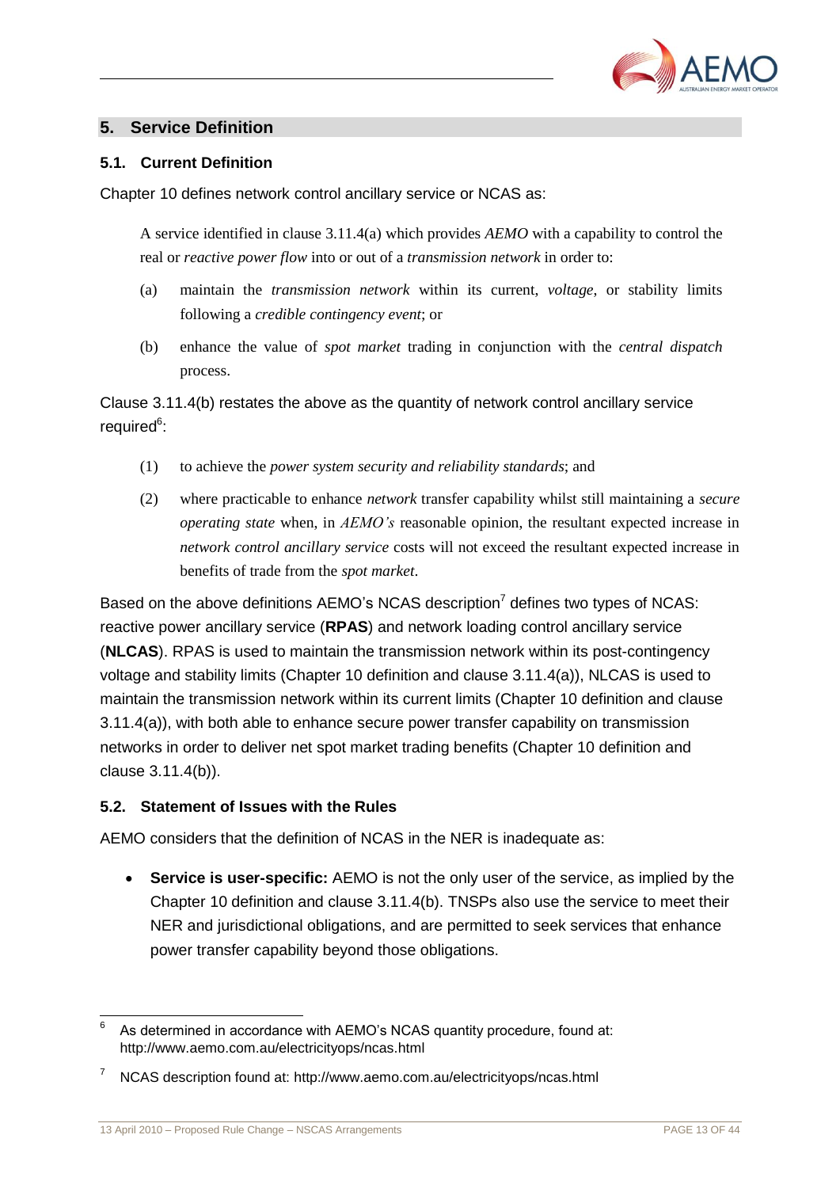## 5. Service Definition

### 5.1. Current Definition

Chapter 10 defines network control ancillary service or NCAS as:

> A service identified in clause 3.11.4(a) which provides *AEMO* with a capability to control the real or *reactive power flow* into or out of a *transmission network* in order to:
>
> (a) maintain the *transmission network* within its current, *voltage*, or stability limits following a *credible contingency event*; or
>
> (b) enhance the value of *spot market* trading in conjunction with the *central dispatch* process.

Clause 3.11.4(b) restates the above as the quantity of network control ancillary service required[6]:

> (1) to achieve the *power system security and reliability standards*; and
>
> (2) where practicable to enhance *network* transfer capability whilst still maintaining a *secure operating state* when, in *AEMO's* reasonable opinion, the resultant expected increase in *network control ancillary service* costs will not exceed the resultant expected increase in benefits of trade from the *spot market*.

Based on the above definitions AEMO's NCAS description[7] defines two types of NCAS: reactive power ancillary service (**RPAS**) and network loading control ancillary service (**NLCAS**). RPAS is used to maintain the transmission network within its post-contingency voltage and stability limits (Chapter 10 definition and clause 3.11.4(a)), NLCAS is used to maintain the transmission network within its current limits (Chapter 10 definition and clause 3.11.4(a)), with both able to enhance secure power transfer capability on transmission networks in order to deliver net spot market trading benefits (Chapter 10 definition and clause 3.11.4(b)).

### 5.2. Statement of Issues with the Rules

AEMO considers that the definition of NCAS in the NER is inadequate as:

- **Service is user-specific:** AEMO is not the only user of the service, as implied by the Chapter 10 definition and clause 3.11.4(b). TNSPs also use the service to meet their NER and jurisdictional obligations, and are permitted to seek services that enhance power transfer capability beyond those obligations.

---

[6] As determined in accordance with AEMO's NCAS quantity procedure, found at: http://www.aemo.com.au/electricityops/ncas.html

[7] NCAS description found at: http://www.aemo.com.au/electricityops/ncas.html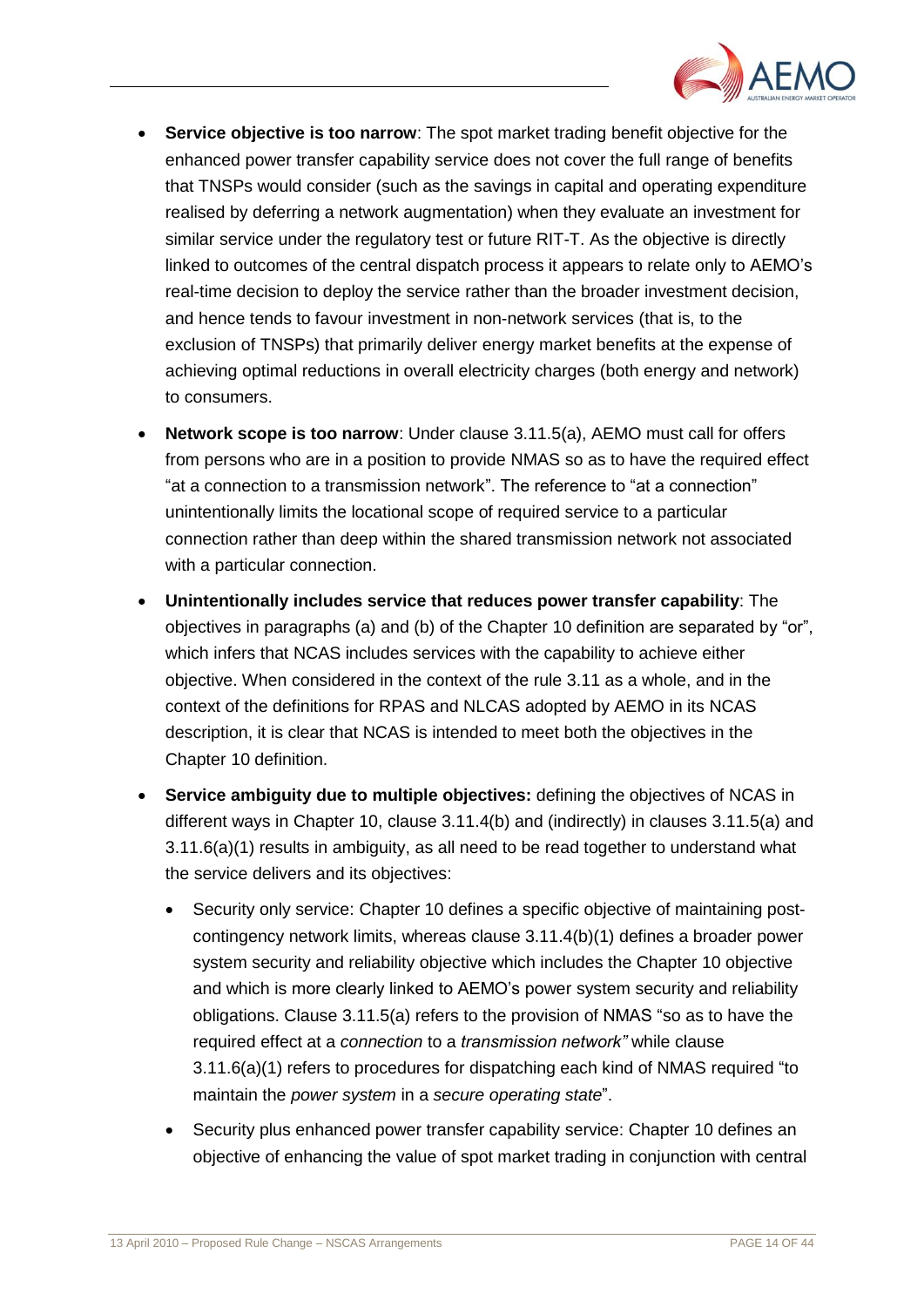- **Service objective is too narrow**: The spot market trading benefit objective for the enhanced power transfer capability service does not cover the full range of benefits that TNSPs would consider (such as the savings in capital and operating expenditure realised by deferring a network augmentation) when they evaluate an investment for similar service under the regulatory test or future RIT-T. As the objective is directly linked to outcomes of the central dispatch process it appears to relate only to AEMO's real-time decision to deploy the service rather than the broader investment decision, and hence tends to favour investment in non-network services (that is, to the exclusion of TNSPs) that primarily deliver energy market benefits at the expense of achieving optimal reductions in overall electricity charges (both energy and network) to consumers.
- **Network scope is too narrow**: Under clause 3.11.5(a), AEMO must call for offers from persons who are in a position to provide NMAS so as to have the required effect "at a connection to a transmission network". The reference to "at a connection" unintentionally limits the locational scope of required service to a particular connection rather than deep within the shared transmission network not associated with a particular connection.
- **Unintentionally includes service that reduces power transfer capability**: The objectives in paragraphs (a) and (b) of the Chapter 10 definition are separated by "or", which infers that NCAS includes services with the capability to achieve either objective. When considered in the context of the rule 3.11 as a whole, and in the context of the definitions for RPAS and NLCAS adopted by AEMO in its NCAS description, it is clear that NCAS is intended to meet both the objectives in the Chapter 10 definition.
- **Service ambiguity due to multiple objectives:** defining the objectives of NCAS in different ways in Chapter 10, clause 3.11.4(b) and (indirectly) in clauses 3.11.5(a) and 3.11.6(a)(1) results in ambiguity, as all need to be read together to understand what the service delivers and its objectives:
  - Security only service: Chapter 10 defines a specific objective of maintaining post-contingency network limits, whereas clause 3.11.4(b)(1) defines a broader power system security and reliability objective which includes the Chapter 10 objective and which is more clearly linked to AEMO's power system security and reliability obligations. Clause 3.11.5(a) refers to the provision of NMAS "so as to have the required effect at a *connection* to a *transmission network*" while clause 3.11.6(a)(1) refers to procedures for dispatching each kind of NMAS required "to maintain the *power system* in a *secure operating state*".
  - Security plus enhanced power transfer capability service: Chapter 10 defines an objective of enhancing the value of spot market trading in conjunction with central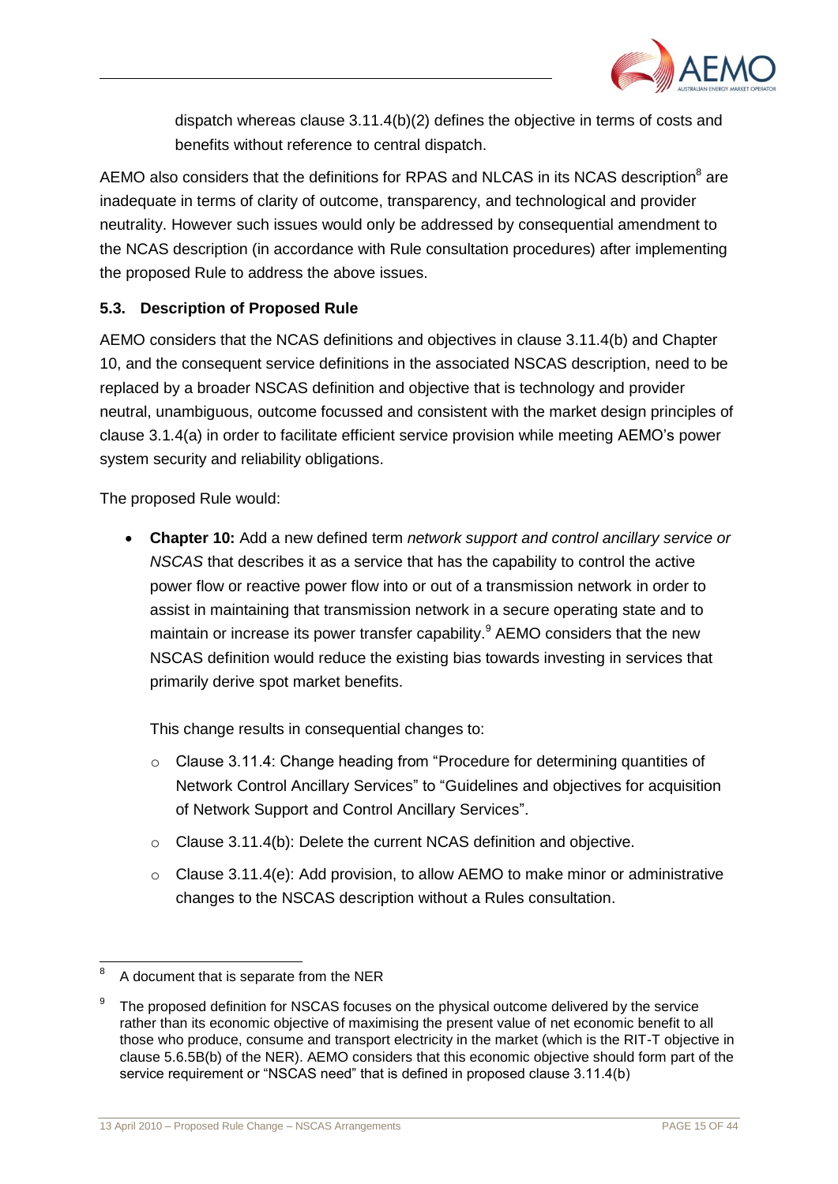dispatch whereas clause 3.11.4(b)(2) defines the objective in terms of costs and benefits without reference to central dispatch.

AEMO also considers that the definitions for RPAS and NLCAS in its NCAS description[8] are inadequate in terms of clarity of outcome, transparency, and technological and provider neutrality. However such issues would only be addressed by consequential amendment to the NCAS description (in accordance with Rule consultation procedures) after implementing the proposed Rule to address the above issues.

### 5.3. Description of Proposed Rule

AEMO considers that the NCAS definitions and objectives in clause 3.11.4(b) and Chapter 10, and the consequent service definitions in the associated NSCAS description, need to be replaced by a broader NSCAS definition and objective that is technology and provider neutral, unambiguous, outcome focussed and consistent with the market design principles of clause 3.1.4(a) in order to facilitate efficient service provision while meeting AEMO's power system security and reliability obligations.

The proposed Rule would:

- **Chapter 10:** Add a new defined term *network support and control ancillary service or NSCAS* that describes it as a service that has the capability to control the active power flow or reactive power flow into or out of a transmission network in order to assist in maintaining that transmission network in a secure operating state and to maintain or increase its power transfer capability.[9] AEMO considers that the new NSCAS definition would reduce the existing bias towards investing in services that primarily derive spot market benefits.

  This change results in consequential changes to:

  - Clause 3.11.4: Change heading from "Procedure for determining quantities of Network Control Ancillary Services" to "Guidelines and objectives for acquisition of Network Support and Control Ancillary Services".
  - Clause 3.11.4(b): Delete the current NCAS definition and objective.
  - Clause 3.11.4(e): Add provision, to allow AEMO to make minor or administrative changes to the NSCAS description without a Rules consultation.

---

[8] A document that is separate from the NER

[9] The proposed definition for NSCAS focuses on the physical outcome delivered by the service rather than its economic objective of maximising the present value of net economic benefit to all those who produce, consume and transport electricity in the market (which is the RIT-T objective in clause 5.6.5B(b) of the NER). AEMO considers that this economic objective should form part of the service requirement or "NSCAS need" that is defined in proposed clause 3.11.4(b)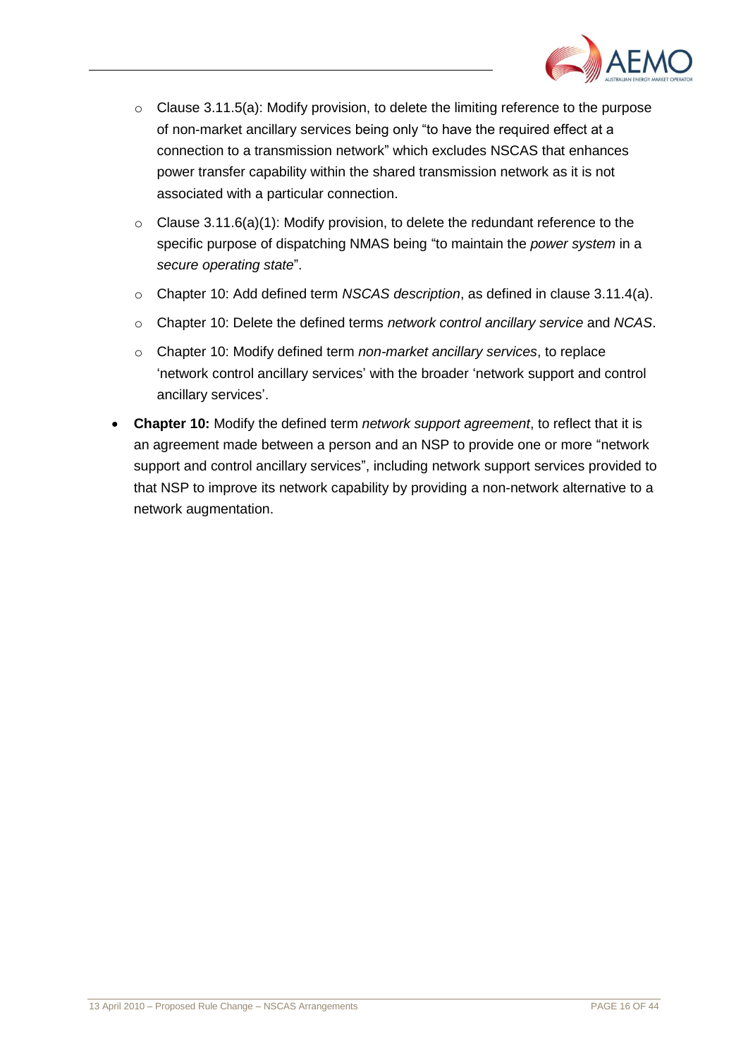- Clause 3.11.5(a): Modify provision, to delete the limiting reference to the purpose of non-market ancillary services being only "to have the required effect at a connection to a transmission network" which excludes NSCAS that enhances power transfer capability within the shared transmission network as it is not associated with a particular connection.
  - Clause 3.11.6(a)(1): Modify provision, to delete the redundant reference to the specific purpose of dispatching NMAS being "to maintain the *power system* in a *secure operating state*".
  - Chapter 10: Add defined term *NSCAS description*, as defined in clause 3.11.4(a).
  - Chapter 10: Delete the defined terms *network control ancillary service* and *NCAS*.
  - Chapter 10: Modify defined term *non-market ancillary services*, to replace 'network control ancillary services' with the broader 'network support and control ancillary services'.
- **Chapter 10:** Modify the defined term *network support agreement*, to reflect that it is an agreement made between a person and an NSP to provide one or more "network support and control ancillary services", including network support services provided to that NSP to improve its network capability by providing a non-network alternative to a network augmentation.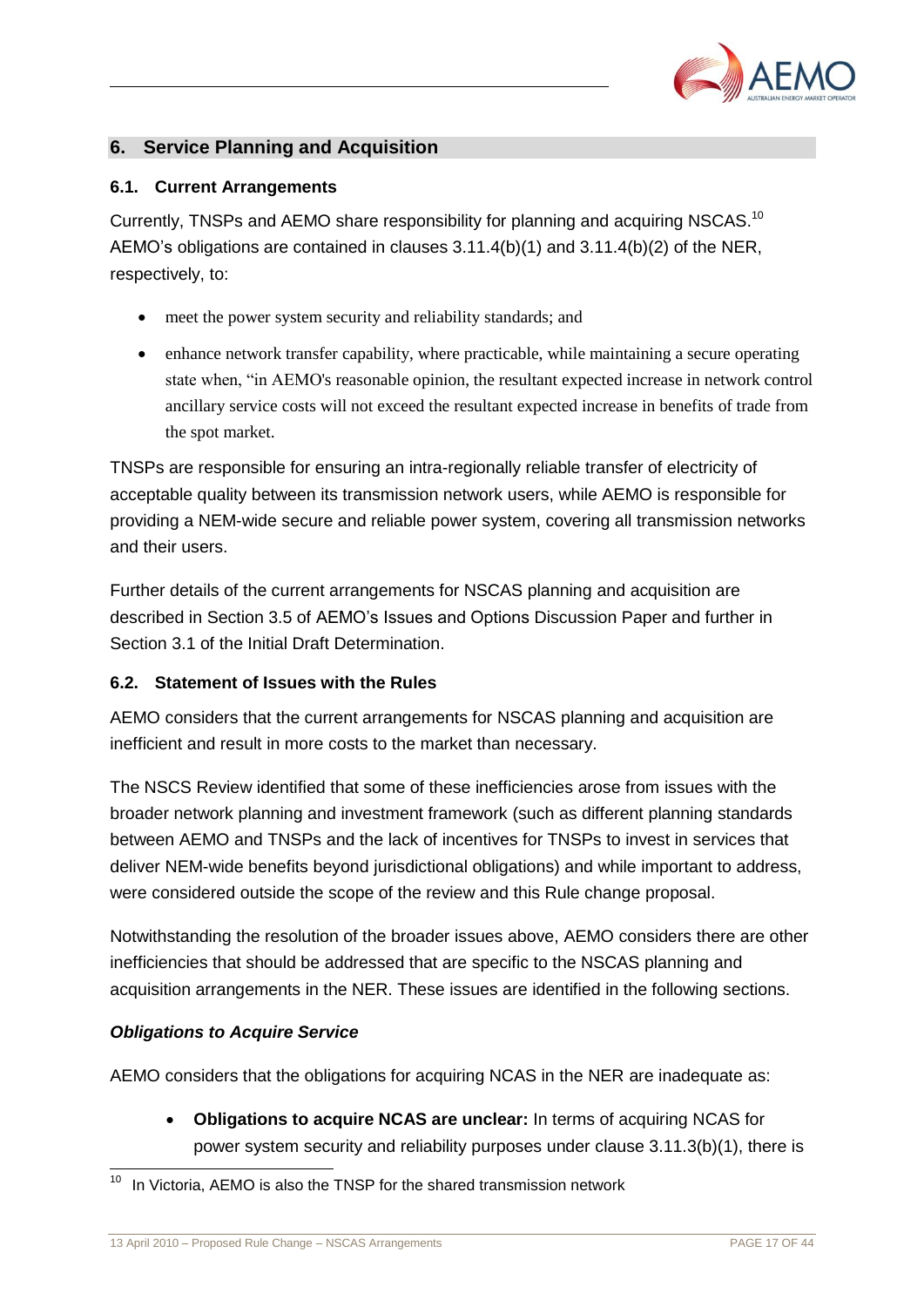## 6. Service Planning and Acquisition

### 6.1. Current Arrangements

Currently, TNSPs and AEMO share responsibility for planning and acquiring NSCAS.[10] AEMO's obligations are contained in clauses 3.11.4(b)(1) and 3.11.4(b)(2) of the NER, respectively, to:

- meet the power system security and reliability standards; and
- enhance network transfer capability, where practicable, while maintaining a secure operating state when, "in AEMO's reasonable opinion, the resultant expected increase in network control ancillary service costs will not exceed the resultant expected increase in benefits of trade from the spot market.

TNSPs are responsible for ensuring an intra-regionally reliable transfer of electricity of acceptable quality between its transmission network users, while AEMO is responsible for providing a NEM-wide secure and reliable power system, covering all transmission networks and their users.

Further details of the current arrangements for NSCAS planning and acquisition are described in Section 3.5 of AEMO's Issues and Options Discussion Paper and further in Section 3.1 of the Initial Draft Determination.

### 6.2. Statement of Issues with the Rules

AEMO considers that the current arrangements for NSCAS planning and acquisition are inefficient and result in more costs to the market than necessary.

The NSCS Review identified that some of these inefficiencies arose from issues with the broader network planning and investment framework (such as different planning standards between AEMO and TNSPs and the lack of incentives for TNSPs to invest in services that deliver NEM-wide benefits beyond jurisdictional obligations) and while important to address, were considered outside the scope of the review and this Rule change proposal.

Notwithstanding the resolution of the broader issues above, AEMO considers there are other inefficiencies that should be addressed that are specific to the NSCAS planning and acquisition arrangements in the NER. These issues are identified in the following sections.

#### *Obligations to Acquire Service*

AEMO considers that the obligations for acquiring NCAS in the NER are inadequate as:

- **Obligations to acquire NCAS are unclear:** In terms of acquiring NCAS for power system security and reliability purposes under clause 3.11.3(b)(1), there is

[10] In Victoria, AEMO is also the TNSP for the shared transmission network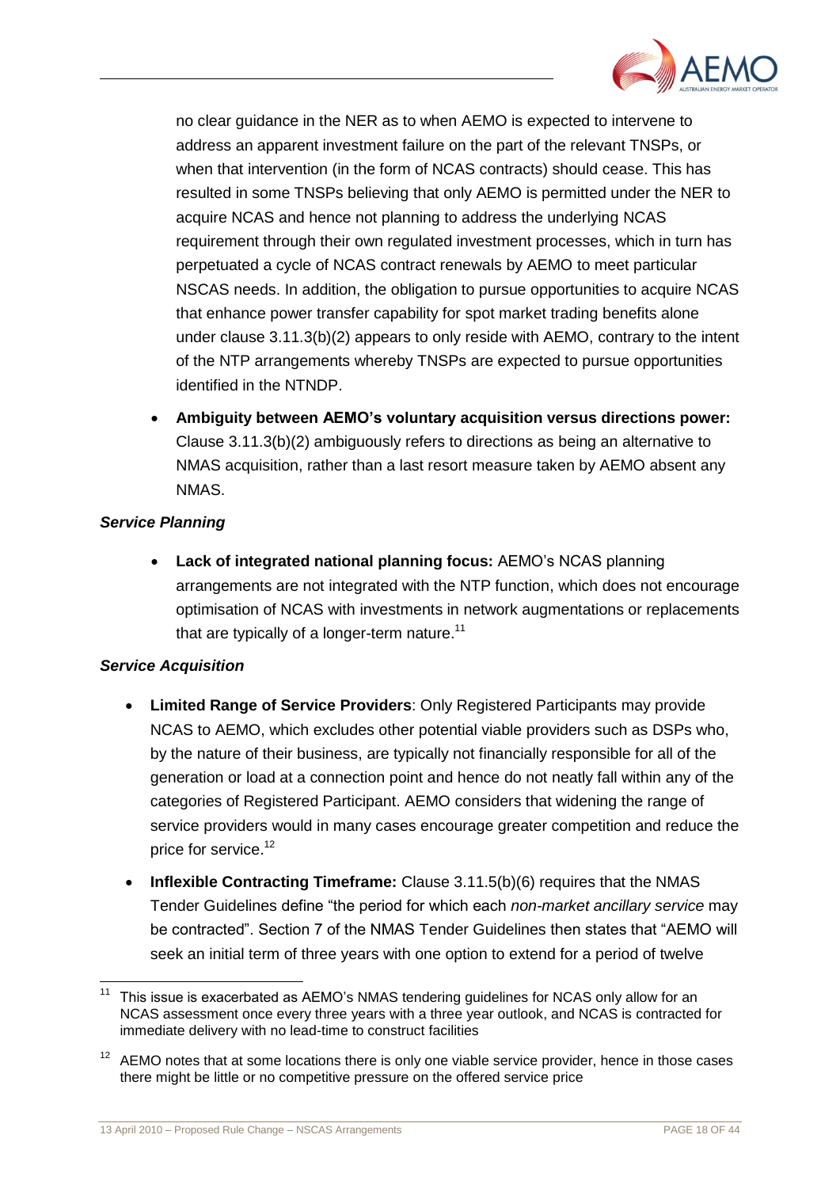no clear guidance in the NER as to when AEMO is expected to intervene to address an apparent investment failure on the part of the relevant TNSPs, or when that intervention (in the form of NCAS contracts) should cease. This has resulted in some TNSPs believing that only AEMO is permitted under the NER to acquire NCAS and hence not planning to address the underlying NCAS requirement through their own regulated investment processes, which in turn has perpetuated a cycle of NCAS contract renewals by AEMO to meet particular NSCAS needs. In addition, the obligation to pursue opportunities to acquire NCAS that enhance power transfer capability for spot market trading benefits alone under clause 3.11.3(b)(2) appears to only reside with AEMO, contrary to the intent of the NTP arrangements whereby TNSPs are expected to pursue opportunities identified in the NTNDP.

- **Ambiguity between AEMO's voluntary acquisition versus directions power:** Clause 3.11.3(b)(2) ambiguously refers to directions as being an alternative to NMAS acquisition, rather than a last resort measure taken by AEMO absent any NMAS.

***Service Planning***

- **Lack of integrated national planning focus:** AEMO's NCAS planning arrangements are not integrated with the NTP function, which does not encourage optimisation of NCAS with investments in network augmentations or replacements that are typically of a longer-term nature.[11]

***Service Acquisition***

- **Limited Range of Service Providers**: Only Registered Participants may provide NCAS to AEMO, which excludes other potential viable providers such as DSPs who, by the nature of their business, are typically not financially responsible for all of the generation or load at a connection point and hence do not neatly fall within any of the categories of Registered Participant. AEMO considers that widening the range of service providers would in many cases encourage greater competition and reduce the price for service.[12]
- **Inflexible Contracting Timeframe:** Clause 3.11.5(b)(6) requires that the NMAS Tender Guidelines define "the period for which each *non-market ancillary service* may be contracted". Section 7 of the NMAS Tender Guidelines then states that "AEMO will seek an initial term of three years with one option to extend for a period of twelve

---

[11] This issue is exacerbated as AEMO's NMAS tendering guidelines for NCAS only allow for an NCAS assessment once every three years with a three year outlook, and NCAS is contracted for immediate delivery with no lead-time to construct facilities

[12] AEMO notes that at some locations there is only one viable service provider, hence in those cases there might be little or no competitive pressure on the offered service price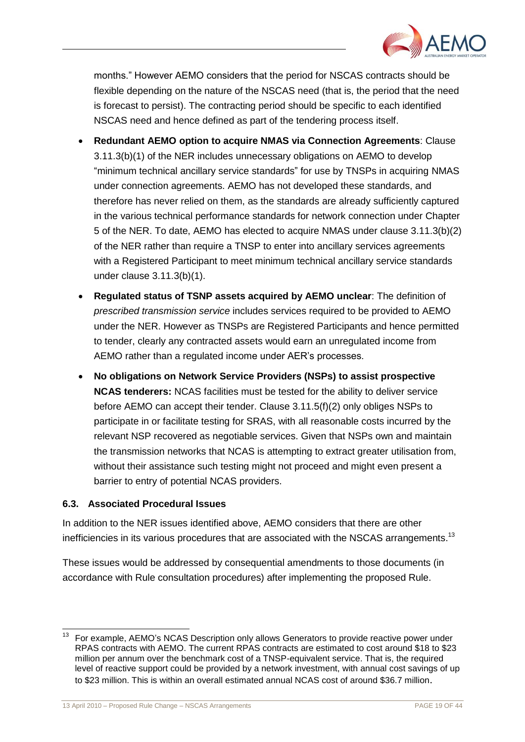months." However AEMO considers that the period for NSCAS contracts should be flexible depending on the nature of the NSCAS need (that is, the period that the need is forecast to persist). The contracting period should be specific to each identified NSCAS need and hence defined as part of the tendering process itself.

- **Redundant AEMO option to acquire NMAS via Connection Agreements**: Clause 3.11.3(b)(1) of the NER includes unnecessary obligations on AEMO to develop "minimum technical ancillary service standards" for use by TNSPs in acquiring NMAS under connection agreements. AEMO has not developed these standards, and therefore has never relied on them, as the standards are already sufficiently captured in the various technical performance standards for network connection under Chapter 5 of the NER. To date, AEMO has elected to acquire NMAS under clause 3.11.3(b)(2) of the NER rather than require a TNSP to enter into ancillary services agreements with a Registered Participant to meet minimum technical ancillary service standards under clause 3.11.3(b)(1).
- **Regulated status of TSNP assets acquired by AEMO unclear**: The definition of *prescribed transmission service* includes services required to be provided to AEMO under the NER. However as TNSPs are Registered Participants and hence permitted to tender, clearly any contracted assets would earn an unregulated income from AEMO rather than a regulated income under AER's processes.
- **No obligations on Network Service Providers (NSPs) to assist prospective NCAS tenderers:** NCAS facilities must be tested for the ability to deliver service before AEMO can accept their tender. Clause 3.11.5(f)(2) only obliges NSPs to participate in or facilitate testing for SRAS, with all reasonable costs incurred by the relevant NSP recovered as negotiable services. Given that NSPs own and maintain the transmission networks that NCAS is attempting to extract greater utilisation from, without their assistance such testing might not proceed and might even present a barrier to entry of potential NCAS providers.

### 6.3. Associated Procedural Issues

In addition to the NER issues identified above, AEMO considers that there are other inefficiencies in its various procedures that are associated with the NSCAS arrangements.[13]

These issues would be addressed by consequential amendments to those documents (in accordance with Rule consultation procedures) after implementing the proposed Rule.

---

[13] For example, AEMO's NCAS Description only allows Generators to provide reactive power under RPAS contracts with AEMO. The current RPAS contracts are estimated to cost around $18 to $23 million per annum over the benchmark cost of a TNSP-equivalent service. That is, the required level of reactive support could be provided by a network investment, with annual cost savings of up to $23 million. This is within an overall estimated annual NCAS cost of around $36.7 million.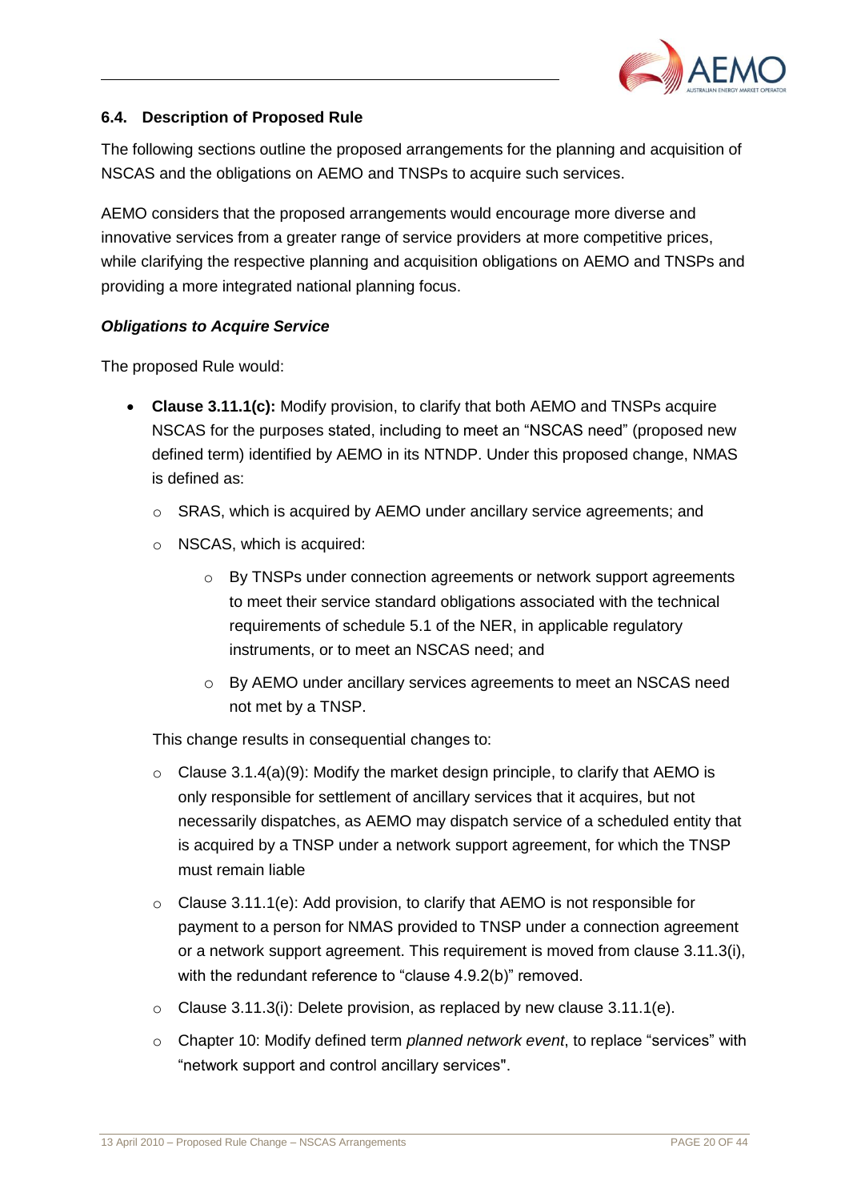### 6.4. Description of Proposed Rule

The following sections outline the proposed arrangements for the planning and acquisition of NSCAS and the obligations on AEMO and TNSPs to acquire such services.

AEMO considers that the proposed arrangements would encourage more diverse and innovative services from a greater range of service providers at more competitive prices, while clarifying the respective planning and acquisition obligations on AEMO and TNSPs and providing a more integrated national planning focus.

***Obligations to Acquire Service***

The proposed Rule would:

- **Clause 3.11.1(c):** Modify provision, to clarify that both AEMO and TNSPs acquire NSCAS for the purposes stated, including to meet an "NSCAS need" (proposed new defined term) identified by AEMO in its NTNDP. Under this proposed change, NMAS is defined as:
  - SRAS, which is acquired by AEMO under ancillary service agreements; and
  - NSCAS, which is acquired:
    - By TNSPs under connection agreements or network support agreements to meet their service standard obligations associated with the technical requirements of schedule 5.1 of the NER, in applicable regulatory instruments, or to meet an NSCAS need; and
    - By AEMO under ancillary services agreements to meet an NSCAS need not met by a TNSP.

  This change results in consequential changes to:

  - Clause 3.1.4(a)(9): Modify the market design principle, to clarify that AEMO is only responsible for settlement of ancillary services that it acquires, but not necessarily dispatches, as AEMO may dispatch service of a scheduled entity that is acquired by a TNSP under a network support agreement, for which the TNSP must remain liable
  - Clause 3.11.1(e): Add provision, to clarify that AEMO is not responsible for payment to a person for NMAS provided to TNSP under a connection agreement or a network support agreement. This requirement is moved from clause 3.11.3(i), with the redundant reference to "clause 4.9.2(b)" removed.
  - Clause 3.11.3(i): Delete provision, as replaced by new clause 3.11.1(e).
  - Chapter 10: Modify defined term *planned network event*, to replace "services" with "network support and control ancillary services".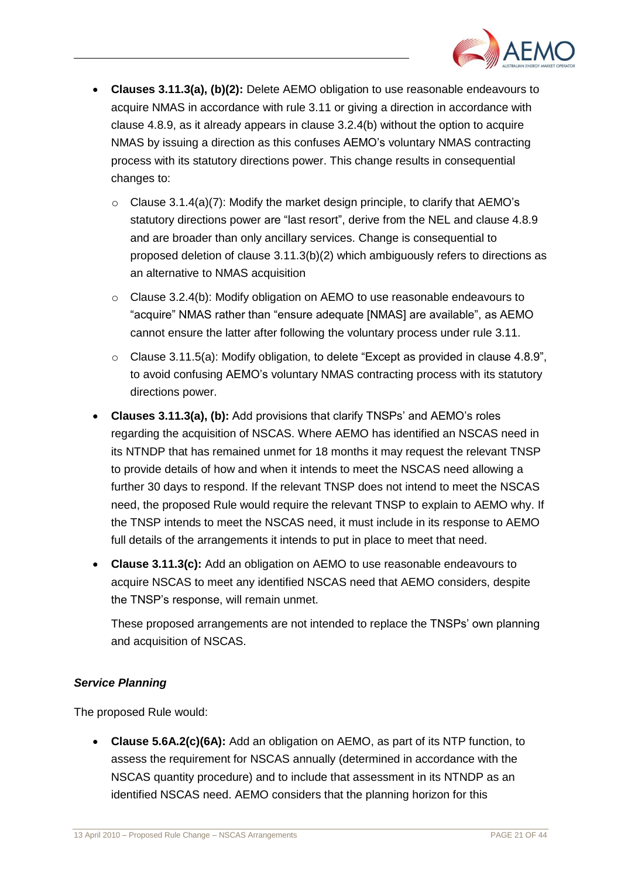- **Clauses 3.11.3(a), (b)(2):** Delete AEMO obligation to use reasonable endeavours to acquire NMAS in accordance with rule 3.11 or giving a direction in accordance with clause 4.8.9, as it already appears in clause 3.2.4(b) without the option to acquire NMAS by issuing a direction as this confuses AEMO's voluntary NMAS contracting process with its statutory directions power. This change results in consequential changes to:
  - Clause 3.1.4(a)(7): Modify the market design principle, to clarify that AEMO's statutory directions power are "last resort", derive from the NEL and clause 4.8.9 and are broader than only ancillary services. Change is consequential to proposed deletion of clause 3.11.3(b)(2) which ambiguously refers to directions as an alternative to NMAS acquisition
  - Clause 3.2.4(b): Modify obligation on AEMO to use reasonable endeavours to "acquire" NMAS rather than "ensure adequate [NMAS] are available", as AEMO cannot ensure the latter after following the voluntary process under rule 3.11.
  - Clause 3.11.5(a): Modify obligation, to delete "Except as provided in clause 4.8.9", to avoid confusing AEMO's voluntary NMAS contracting process with its statutory directions power.
- **Clauses 3.11.3(a), (b):** Add provisions that clarify TNSPs' and AEMO's roles regarding the acquisition of NSCAS. Where AEMO has identified an NSCAS need in its NTNDP that has remained unmet for 18 months it may request the relevant TNSP to provide details of how and when it intends to meet the NSCAS need allowing a further 30 days to respond. If the relevant TNSP does not intend to meet the NSCAS need, the proposed Rule would require the relevant TNSP to explain to AEMO why. If the TNSP intends to meet the NSCAS need, it must include in its response to AEMO full details of the arrangements it intends to put in place to meet that need.
- **Clause 3.11.3(c):** Add an obligation on AEMO to use reasonable endeavours to acquire NSCAS to meet any identified NSCAS need that AEMO considers, despite the TNSP's response, will remain unmet.

  These proposed arrangements are not intended to replace the TNSPs' own planning and acquisition of NSCAS.

### *Service Planning*

The proposed Rule would:

- **Clause 5.6A.2(c)(6A):** Add an obligation on AEMO, as part of its NTP function, to assess the requirement for NSCAS annually (determined in accordance with the NSCAS quantity procedure) and to include that assessment in its NTNDP as an identified NSCAS need. AEMO considers that the planning horizon for this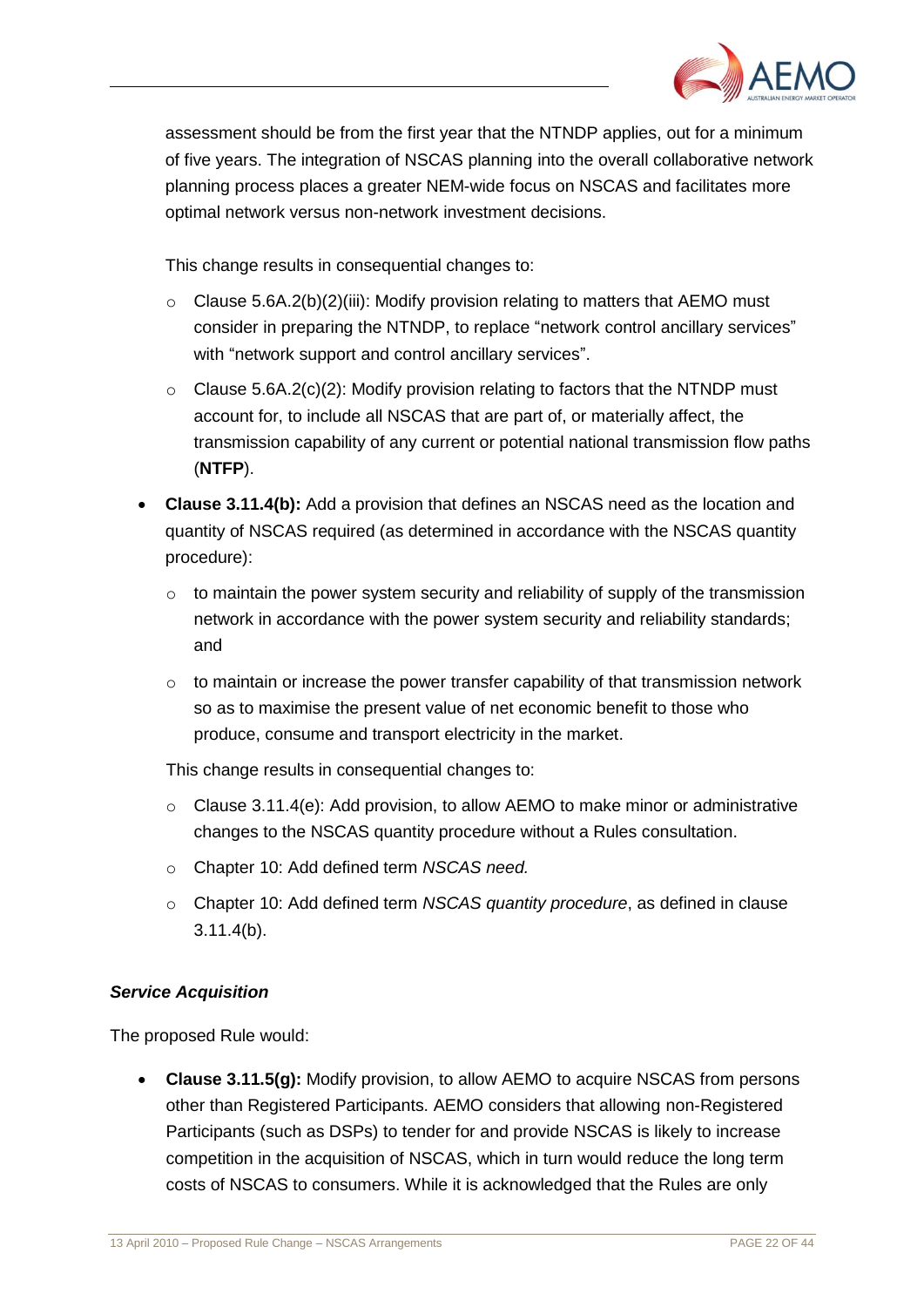assessment should be from the first year that the NTNDP applies, out for a minimum of five years. The integration of NSCAS planning into the overall collaborative network planning process places a greater NEM-wide focus on NSCAS and facilitates more optimal network versus non-network investment decisions.

This change results in consequential changes to:

- Clause 5.6A.2(b)(2)(iii): Modify provision relating to matters that AEMO must consider in preparing the NTNDP, to replace "network control ancillary services" with "network support and control ancillary services".
- Clause 5.6A.2(c)(2): Modify provision relating to factors that the NTNDP must account for, to include all NSCAS that are part of, or materially affect, the transmission capability of any current or potential national transmission flow paths (**NTFP**).

- **Clause 3.11.4(b):** Add a provision that defines an NSCAS need as the location and quantity of NSCAS required (as determined in accordance with the NSCAS quantity procedure):
  - to maintain the power system security and reliability of supply of the transmission network in accordance with the power system security and reliability standards; and
  - to maintain or increase the power transfer capability of that transmission network so as to maximise the present value of net economic benefit to those who produce, consume and transport electricity in the market.

  This change results in consequential changes to:

  - Clause 3.11.4(e): Add provision, to allow AEMO to make minor or administrative changes to the NSCAS quantity procedure without a Rules consultation.
  - Chapter 10: Add defined term *NSCAS need.*
  - Chapter 10: Add defined term *NSCAS quantity procedure*, as defined in clause 3.11.4(b).

***Service Acquisition***

The proposed Rule would:

- **Clause 3.11.5(g):** Modify provision, to allow AEMO to acquire NSCAS from persons other than Registered Participants. AEMO considers that allowing non-Registered Participants (such as DSPs) to tender for and provide NSCAS is likely to increase competition in the acquisition of NSCAS, which in turn would reduce the long term costs of NSCAS to consumers. While it is acknowledged that the Rules are only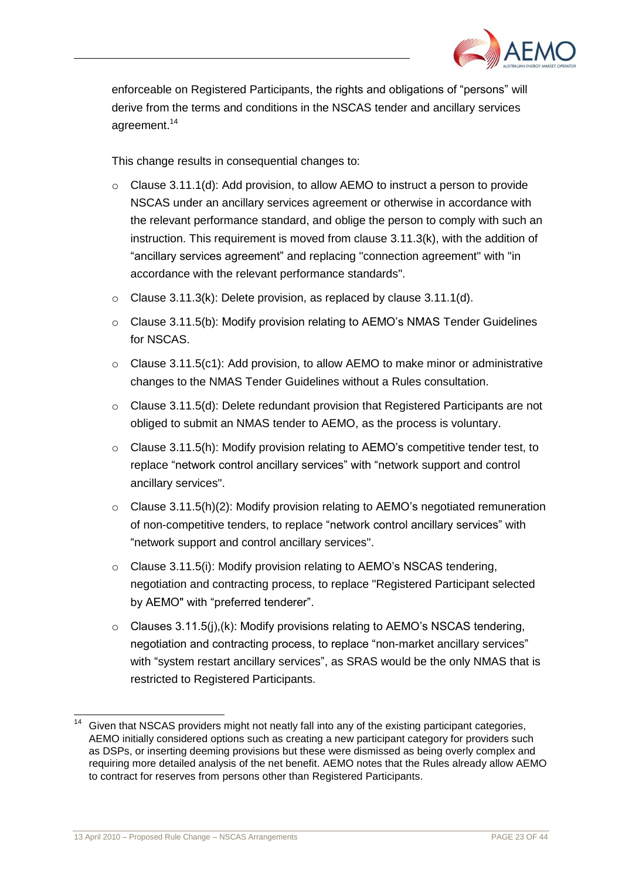enforceable on Registered Participants, the rights and obligations of "persons" will derive from the terms and conditions in the NSCAS tender and ancillary services agreement.[14]

This change results in consequential changes to:

- Clause 3.11.1(d): Add provision, to allow AEMO to instruct a person to provide NSCAS under an ancillary services agreement or otherwise in accordance with the relevant performance standard, and oblige the person to comply with such an instruction. This requirement is moved from clause 3.11.3(k), with the addition of "ancillary services agreement" and replacing "connection agreement" with "in accordance with the relevant performance standards".
- Clause 3.11.3(k): Delete provision, as replaced by clause 3.11.1(d).
- Clause 3.11.5(b): Modify provision relating to AEMO's NMAS Tender Guidelines for NSCAS.
- Clause 3.11.5(c1): Add provision, to allow AEMO to make minor or administrative changes to the NMAS Tender Guidelines without a Rules consultation.
- Clause 3.11.5(d): Delete redundant provision that Registered Participants are not obliged to submit an NMAS tender to AEMO, as the process is voluntary.
- Clause 3.11.5(h): Modify provision relating to AEMO's competitive tender test, to replace "network control ancillary services" with "network support and control ancillary services".
- Clause 3.11.5(h)(2): Modify provision relating to AEMO's negotiated remuneration of non-competitive tenders, to replace "network control ancillary services" with "network support and control ancillary services".
- Clause 3.11.5(i): Modify provision relating to AEMO's NSCAS tendering, negotiation and contracting process, to replace "Registered Participant selected by AEMO" with "preferred tenderer".
- Clauses 3.11.5(j),(k): Modify provisions relating to AEMO's NSCAS tendering, negotiation and contracting process, to replace "non-market ancillary services" with "system restart ancillary services", as SRAS would be the only NMAS that is restricted to Registered Participants.

---

[14] Given that NSCAS providers might not neatly fall into any of the existing participant categories, AEMO initially considered options such as creating a new participant category for providers such as DSPs, or inserting deeming provisions but these were dismissed as being overly complex and requiring more detailed analysis of the net benefit. AEMO notes that the Rules already allow AEMO to contract for reserves from persons other than Registered Participants.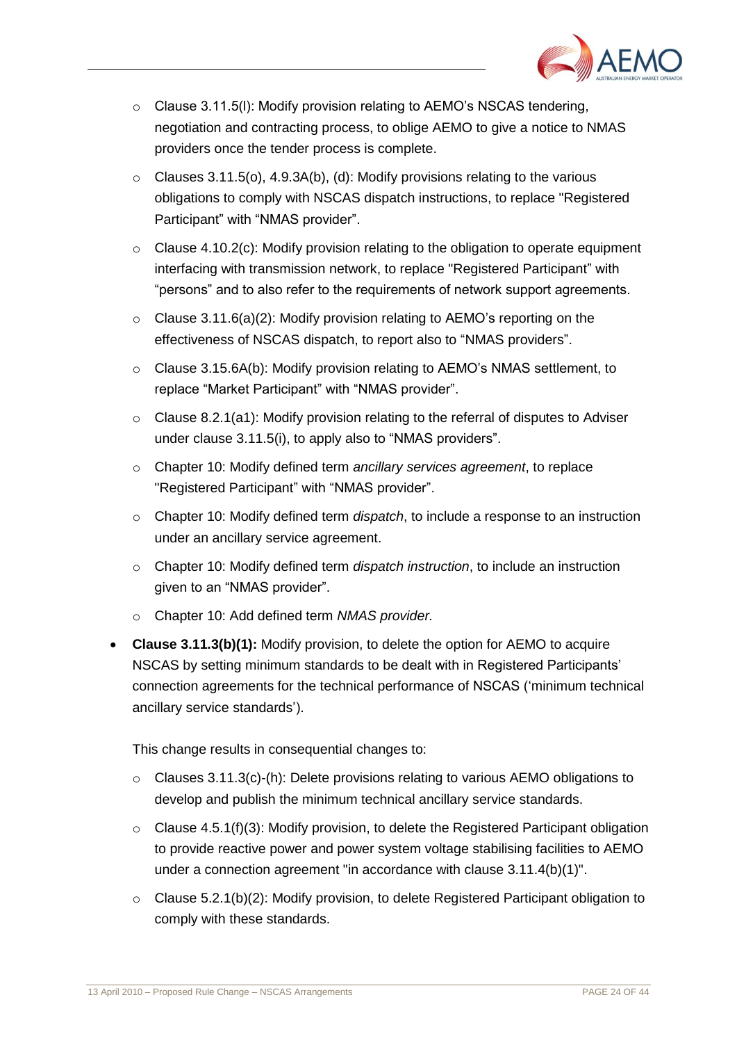- Clause 3.11.5(l): Modify provision relating to AEMO's NSCAS tendering, negotiation and contracting process, to oblige AEMO to give a notice to NMAS providers once the tender process is complete.
  - Clauses 3.11.5(o), 4.9.3A(b), (d): Modify provisions relating to the various obligations to comply with NSCAS dispatch instructions, to replace "Registered Participant" with "NMAS provider".
  - Clause 4.10.2(c): Modify provision relating to the obligation to operate equipment interfacing with transmission network, to replace "Registered Participant" with "persons" and to also refer to the requirements of network support agreements.
  - Clause 3.11.6(a)(2): Modify provision relating to AEMO's reporting on the effectiveness of NSCAS dispatch, to report also to "NMAS providers".
  - Clause 3.15.6A(b): Modify provision relating to AEMO's NMAS settlement, to replace "Market Participant" with "NMAS provider".
  - Clause 8.2.1(a1): Modify provision relating to the referral of disputes to Adviser under clause 3.11.5(i), to apply also to "NMAS providers".
  - Chapter 10: Modify defined term *ancillary services agreement*, to replace "Registered Participant" with "NMAS provider".
  - Chapter 10: Modify defined term *dispatch*, to include a response to an instruction under an ancillary service agreement.
  - Chapter 10: Modify defined term *dispatch instruction*, to include an instruction given to an "NMAS provider".
  - Chapter 10: Add defined term *NMAS provider.*

- **Clause 3.11.3(b)(1):** Modify provision, to delete the option for AEMO to acquire NSCAS by setting minimum standards to be dealt with in Registered Participants' connection agreements for the technical performance of NSCAS ('minimum technical ancillary service standards').

  This change results in consequential changes to:

  - Clauses 3.11.3(c)-(h): Delete provisions relating to various AEMO obligations to develop and publish the minimum technical ancillary service standards.
  - Clause 4.5.1(f)(3): Modify provision, to delete the Registered Participant obligation to provide reactive power and power system voltage stabilising facilities to AEMO under a connection agreement "in accordance with clause 3.11.4(b)(1)".
  - Clause 5.2.1(b)(2): Modify provision, to delete Registered Participant obligation to comply with these standards.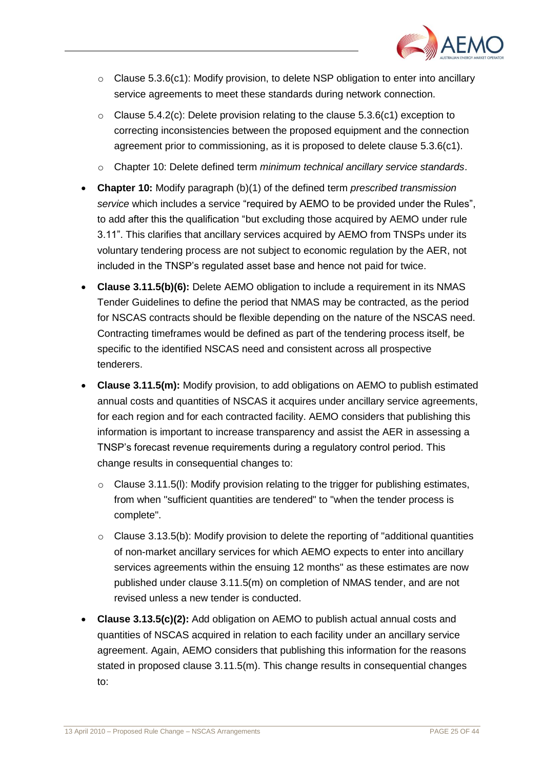- Clause 5.3.6(c1): Modify provision, to delete NSP obligation to enter into ancillary service agreements to meet these standards during network connection.
  - Clause 5.4.2(c): Delete provision relating to the clause 5.3.6(c1) exception to correcting inconsistencies between the proposed equipment and the connection agreement prior to commissioning, as it is proposed to delete clause 5.3.6(c1).
  - Chapter 10: Delete defined term *minimum technical ancillary service standards*.
- **Chapter 10:** Modify paragraph (b)(1) of the defined term *prescribed transmission service* which includes a service "required by AEMO to be provided under the Rules", to add after this the qualification "but excluding those acquired by AEMO under rule 3.11". This clarifies that ancillary services acquired by AEMO from TNSPs under its voluntary tendering process are not subject to economic regulation by the AER, not included in the TNSP's regulated asset base and hence not paid for twice.
- **Clause 3.11.5(b)(6):** Delete AEMO obligation to include a requirement in its NMAS Tender Guidelines to define the period that NMAS may be contracted, as the period for NSCAS contracts should be flexible depending on the nature of the NSCAS need. Contracting timeframes would be defined as part of the tendering process itself, be specific to the identified NSCAS need and consistent across all prospective tenderers.
- **Clause 3.11.5(m):** Modify provision, to add obligations on AEMO to publish estimated annual costs and quantities of NSCAS it acquires under ancillary service agreements, for each region and for each contracted facility. AEMO considers that publishing this information is important to increase transparency and assist the AER in assessing a TNSP's forecast revenue requirements during a regulatory control period. This change results in consequential changes to:
  - Clause 3.11.5(l): Modify provision relating to the trigger for publishing estimates, from when "sufficient quantities are tendered" to "when the tender process is complete".
  - Clause 3.13.5(b): Modify provision to delete the reporting of "additional quantities of non-market ancillary services for which AEMO expects to enter into ancillary services agreements within the ensuing 12 months" as these estimates are now published under clause 3.11.5(m) on completion of NMAS tender, and are not revised unless a new tender is conducted.
- **Clause 3.13.5(c)(2):** Add obligation on AEMO to publish actual annual costs and quantities of NSCAS acquired in relation to each facility under an ancillary service agreement. Again, AEMO considers that publishing this information for the reasons stated in proposed clause 3.11.5(m). This change results in consequential changes to: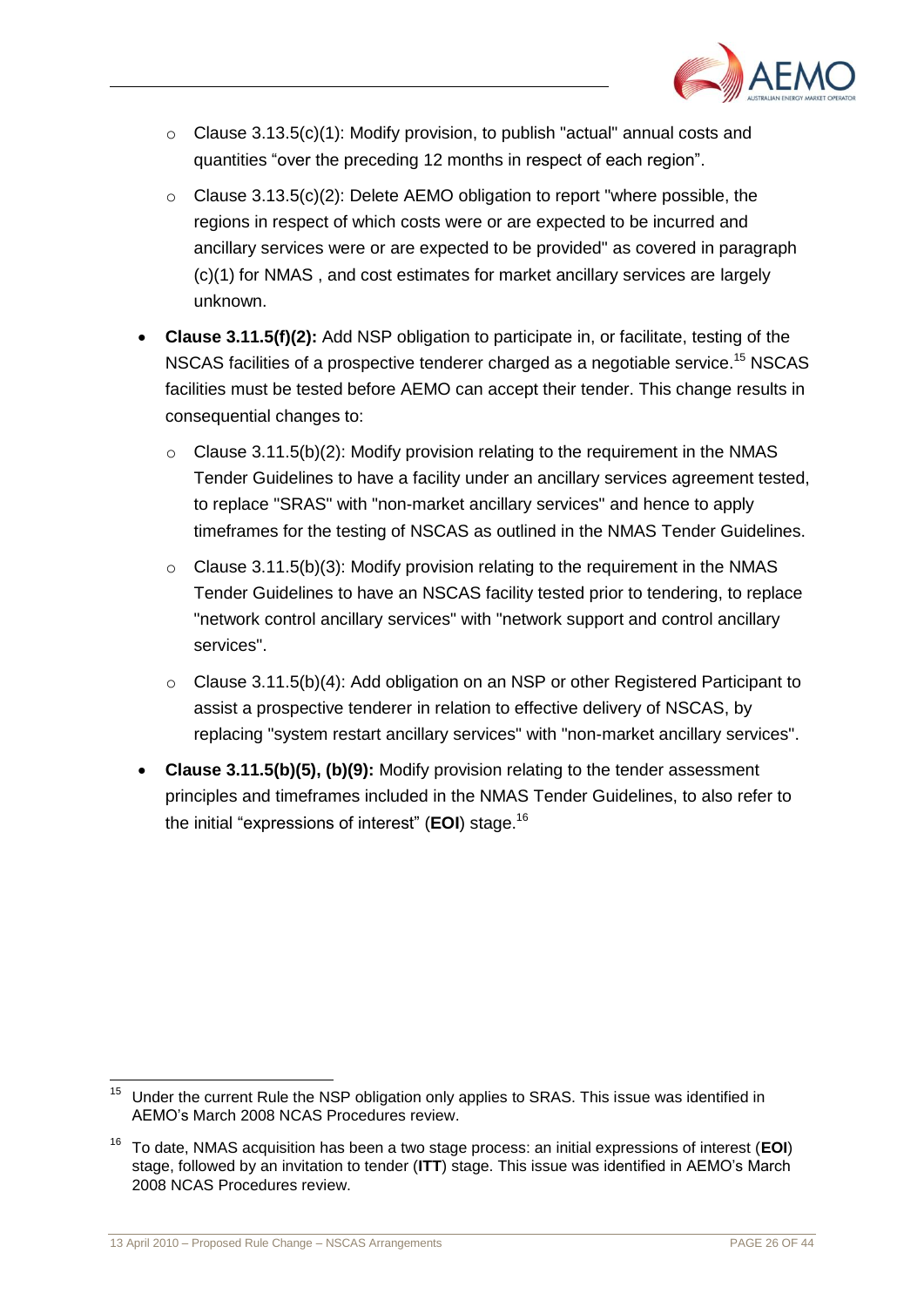- Clause 3.13.5(c)(1): Modify provision, to publish "actual" annual costs and quantities "over the preceding 12 months in respect of each region".
- Clause 3.13.5(c)(2): Delete AEMO obligation to report "where possible, the regions in respect of which costs were or are expected to be incurred and ancillary services were or are expected to be provided" as covered in paragraph (c)(1) for NMAS , and cost estimates for market ancillary services are largely unknown.

- **Clause 3.11.5(f)(2):** Add NSP obligation to participate in, or facilitate, testing of the NSCAS facilities of a prospective tenderer charged as a negotiable service.[15] NSCAS facilities must be tested before AEMO can accept their tender. This change results in consequential changes to:
  - Clause 3.11.5(b)(2): Modify provision relating to the requirement in the NMAS Tender Guidelines to have a facility under an ancillary services agreement tested, to replace "SRAS" with "non-market ancillary services" and hence to apply timeframes for the testing of NSCAS as outlined in the NMAS Tender Guidelines.
  - Clause 3.11.5(b)(3): Modify provision relating to the requirement in the NMAS Tender Guidelines to have an NSCAS facility tested prior to tendering, to replace "network control ancillary services" with "network support and control ancillary services".
  - Clause 3.11.5(b)(4): Add obligation on an NSP or other Registered Participant to assist a prospective tenderer in relation to effective delivery of NSCAS, by replacing "system restart ancillary services" with "non-market ancillary services".
- **Clause 3.11.5(b)(5), (b)(9):** Modify provision relating to the tender assessment principles and timeframes included in the NMAS Tender Guidelines, to also refer to the initial "expressions of interest" (**EOI**) stage.[16]

---

[15] Under the current Rule the NSP obligation only applies to SRAS. This issue was identified in AEMO's March 2008 NCAS Procedures review.

[16] To date, NMAS acquisition has been a two stage process: an initial expressions of interest (**EOI**) stage, followed by an invitation to tender (**ITT**) stage. This issue was identified in AEMO's March 2008 NCAS Procedures review.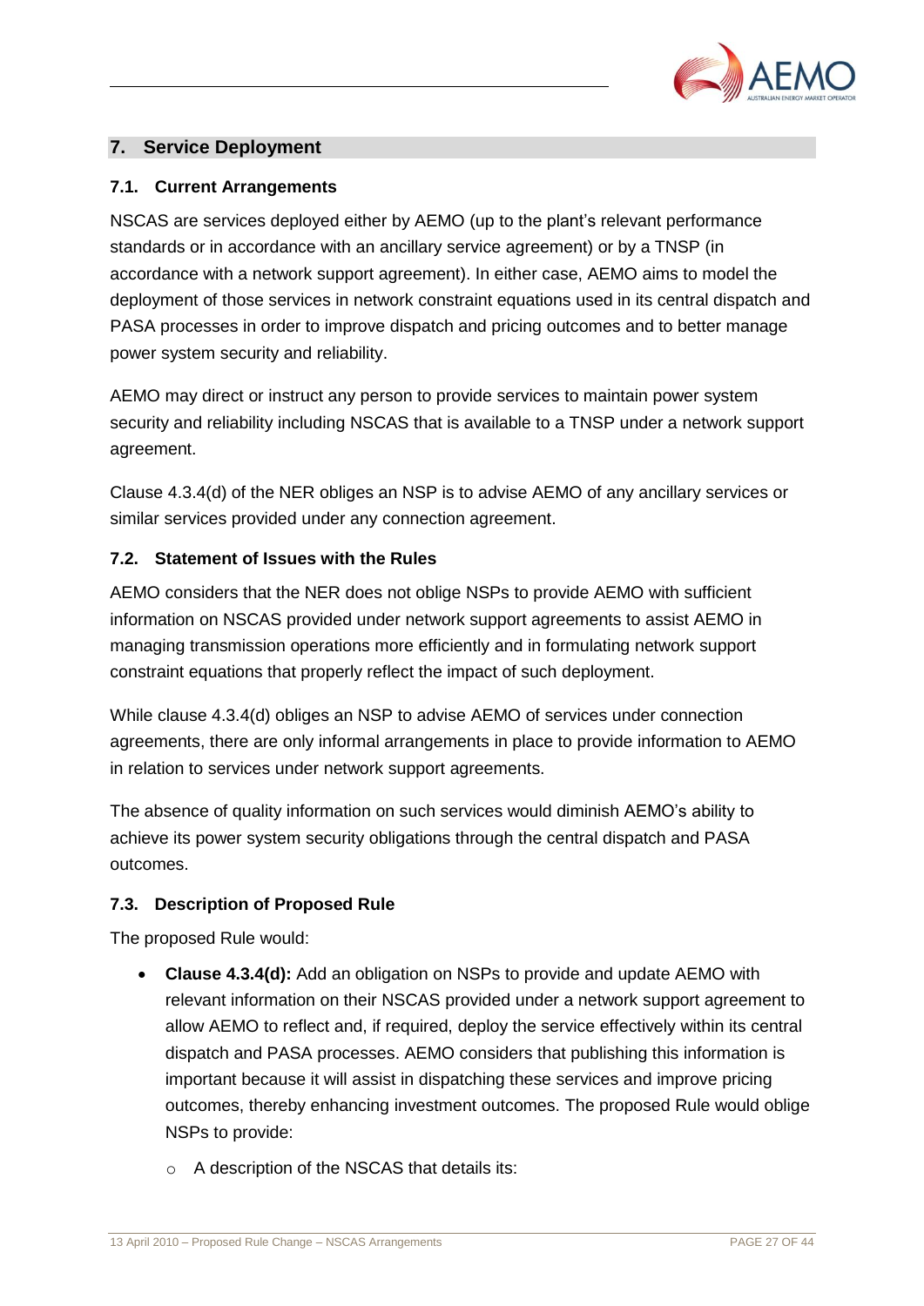## 7. Service Deployment

### 7.1. Current Arrangements

NSCAS are services deployed either by AEMO (up to the plant's relevant performance standards or in accordance with an ancillary service agreement) or by a TNSP (in accordance with a network support agreement). In either case, AEMO aims to model the deployment of those services in network constraint equations used in its central dispatch and PASA processes in order to improve dispatch and pricing outcomes and to better manage power system security and reliability.

AEMO may direct or instruct any person to provide services to maintain power system security and reliability including NSCAS that is available to a TNSP under a network support agreement.

Clause 4.3.4(d) of the NER obliges an NSP is to advise AEMO of any ancillary services or similar services provided under any connection agreement.

### 7.2. Statement of Issues with the Rules

AEMO considers that the NER does not oblige NSPs to provide AEMO with sufficient information on NSCAS provided under network support agreements to assist AEMO in managing transmission operations more efficiently and in formulating network support constraint equations that properly reflect the impact of such deployment.

While clause 4.3.4(d) obliges an NSP to advise AEMO of services under connection agreements, there are only informal arrangements in place to provide information to AEMO in relation to services under network support agreements.

The absence of quality information on such services would diminish AEMO's ability to achieve its power system security obligations through the central dispatch and PASA outcomes.

### 7.3. Description of Proposed Rule

The proposed Rule would:

- **Clause 4.3.4(d):** Add an obligation on NSPs to provide and update AEMO with relevant information on their NSCAS provided under a network support agreement to allow AEMO to reflect and, if required, deploy the service effectively within its central dispatch and PASA processes. AEMO considers that publishing this information is important because it will assist in dispatching these services and improve pricing outcomes, thereby enhancing investment outcomes. The proposed Rule would oblige NSPs to provide:
  - A description of the NSCAS that details its: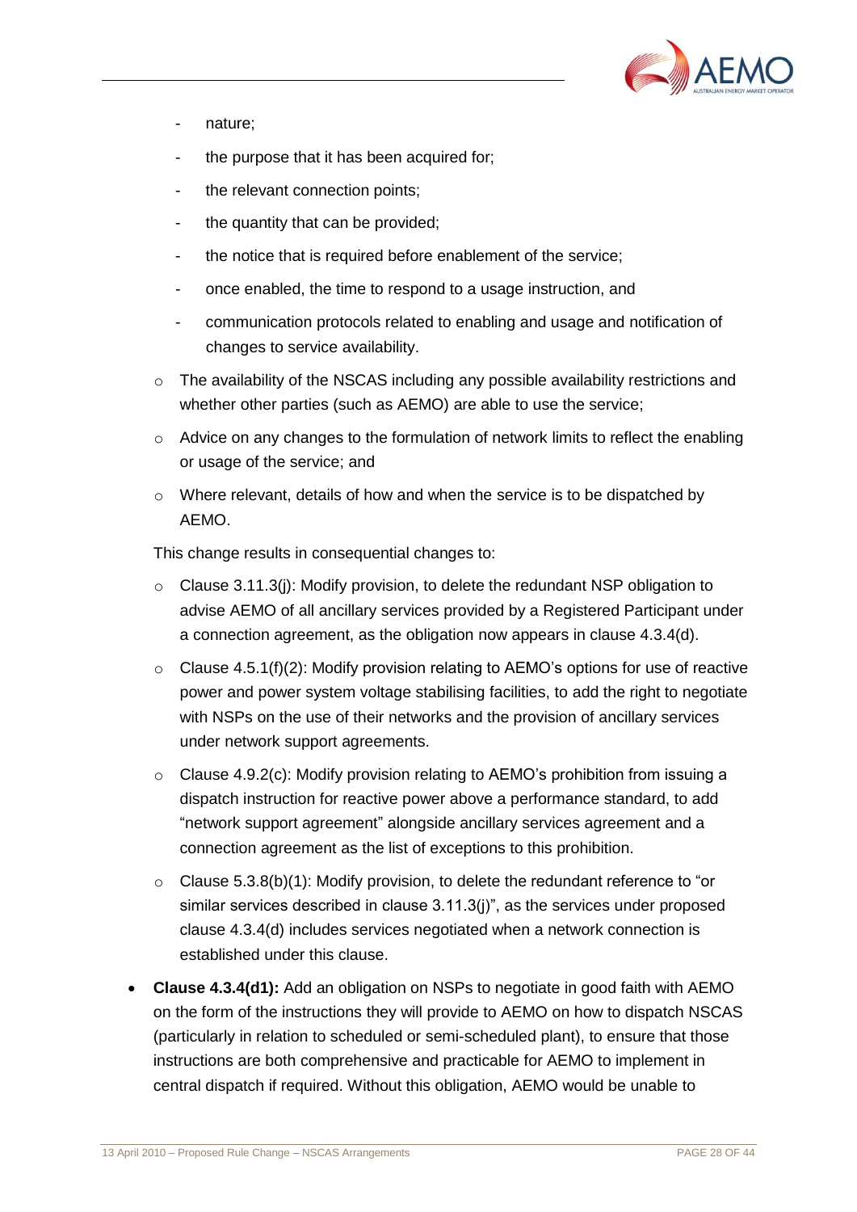- nature;
  - the purpose that it has been acquired for;
  - the relevant connection points;
  - the quantity that can be provided;
  - the notice that is required before enablement of the service;
  - once enabled, the time to respond to a usage instruction, and
  - communication protocols related to enabling and usage and notification of changes to service availability.
- The availability of the NSCAS including any possible availability restrictions and whether other parties (such as AEMO) are able to use the service;
- Advice on any changes to the formulation of network limits to reflect the enabling or usage of the service; and
- Where relevant, details of how and when the service is to be dispatched by AEMO.

This change results in consequential changes to:

- Clause 3.11.3(j): Modify provision, to delete the redundant NSP obligation to advise AEMO of all ancillary services provided by a Registered Participant under a connection agreement, as the obligation now appears in clause 4.3.4(d).
- Clause 4.5.1(f)(2): Modify provision relating to AEMO's options for use of reactive power and power system voltage stabilising facilities, to add the right to negotiate with NSPs on the use of their networks and the provision of ancillary services under network support agreements.
- Clause 4.9.2(c): Modify provision relating to AEMO's prohibition from issuing a dispatch instruction for reactive power above a performance standard, to add "network support agreement" alongside ancillary services agreement and a connection agreement as the list of exceptions to this prohibition.
- Clause 5.3.8(b)(1): Modify provision, to delete the redundant reference to "or similar services described in clause 3.11.3(j)", as the services under proposed clause 4.3.4(d) includes services negotiated when a network connection is established under this clause.

- **Clause 4.3.4(d1):** Add an obligation on NSPs to negotiate in good faith with AEMO on the form of the instructions they will provide to AEMO on how to dispatch NSCAS (particularly in relation to scheduled or semi-scheduled plant), to ensure that those instructions are both comprehensive and practicable for AEMO to implement in central dispatch if required. Without this obligation, AEMO would be unable to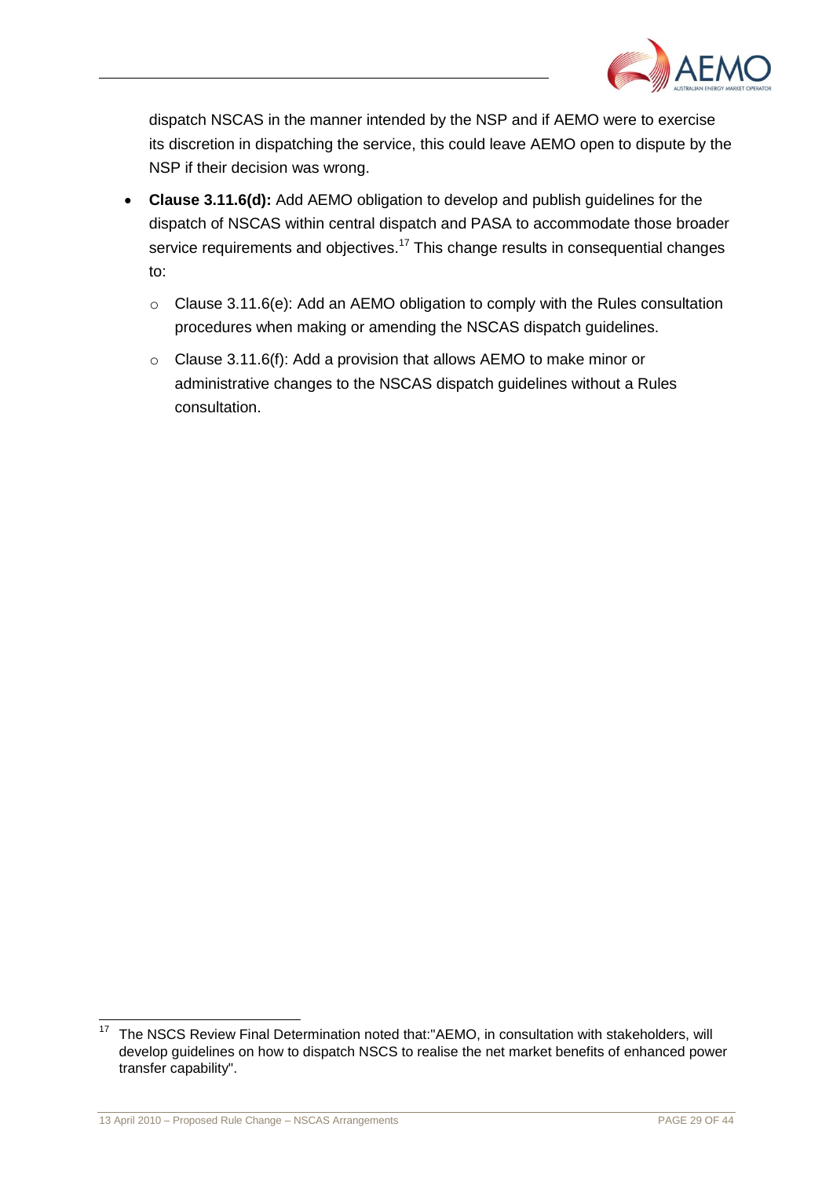dispatch NSCAS in the manner intended by the NSP and if AEMO were to exercise its discretion in dispatching the service, this could leave AEMO open to dispute by the NSP if their decision was wrong.

- **Clause 3.11.6(d):** Add AEMO obligation to develop and publish guidelines for the dispatch of NSCAS within central dispatch and PASA to accommodate those broader service requirements and objectives.[17] This change results in consequential changes to:
  - Clause 3.11.6(e): Add an AEMO obligation to comply with the Rules consultation procedures when making or amending the NSCAS dispatch guidelines.
  - Clause 3.11.6(f): Add a provision that allows AEMO to make minor or administrative changes to the NSCAS dispatch guidelines without a Rules consultation.

[17] The NSCS Review Final Determination noted that:"AEMO, in consultation with stakeholders, will develop guidelines on how to dispatch NSCS to realise the net market benefits of enhanced power transfer capability".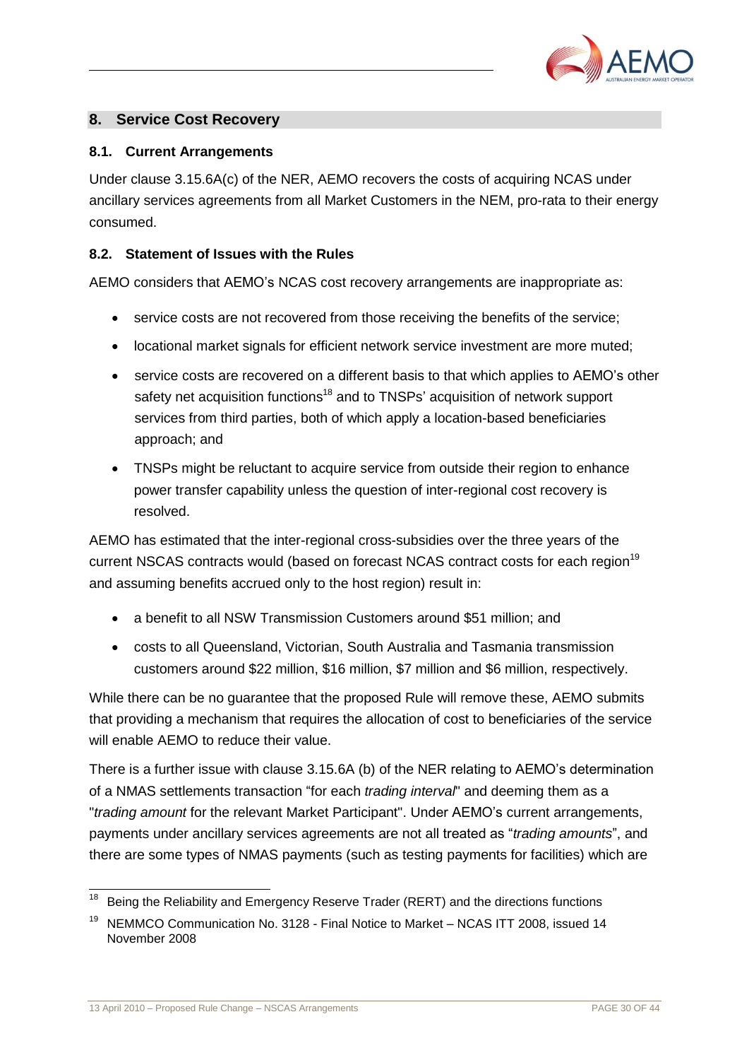## 8. Service Cost Recovery

### 8.1. Current Arrangements

Under clause 3.15.6A(c) of the NER, AEMO recovers the costs of acquiring NCAS under ancillary services agreements from all Market Customers in the NEM, pro-rata to their energy consumed.

### 8.2. Statement of Issues with the Rules

AEMO considers that AEMO's NCAS cost recovery arrangements are inappropriate as:

- service costs are not recovered from those receiving the benefits of the service;
- locational market signals for efficient network service investment are more muted;
- service costs are recovered on a different basis to that which applies to AEMO's other safety net acquisition functions[18] and to TNSPs' acquisition of network support services from third parties, both of which apply a location-based beneficiaries approach; and
- TNSPs might be reluctant to acquire service from outside their region to enhance power transfer capability unless the question of inter-regional cost recovery is resolved.

AEMO has estimated that the inter-regional cross-subsidies over the three years of the current NSCAS contracts would (based on forecast NCAS contract costs for each region[19] and assuming benefits accrued only to the host region) result in:

- a benefit to all NSW Transmission Customers around $51 million; and
- costs to all Queensland, Victorian, South Australia and Tasmania transmission customers around $22 million, $16 million, $7 million and $6 million, respectively.

While there can be no guarantee that the proposed Rule will remove these, AEMO submits that providing a mechanism that requires the allocation of cost to beneficiaries of the service will enable AEMO to reduce their value.

There is a further issue with clause 3.15.6A (b) of the NER relating to AEMO's determination of a NMAS settlements transaction "for each *trading interval*" and deeming them as a "*trading amount* for the relevant Market Participant". Under AEMO's current arrangements, payments under ancillary services agreements are not all treated as "*trading amounts*", and there are some types of NMAS payments (such as testing payments for facilities) which are

---

[18] Being the Reliability and Emergency Reserve Trader (RERT) and the directions functions

[19] NEMMCO Communication No. 3128 - Final Notice to Market – NCAS ITT 2008, issued 14 November 2008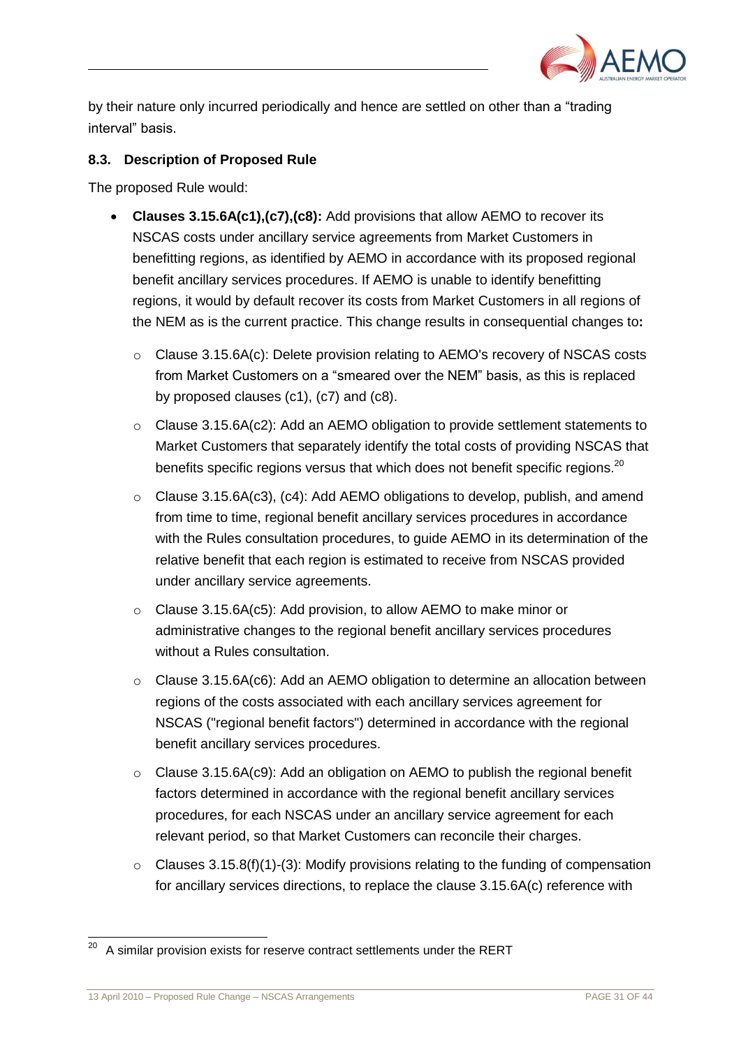by their nature only incurred periodically and hence are settled on other than a "trading interval" basis.

### 8.3. Description of Proposed Rule

The proposed Rule would:

- **Clauses 3.15.6A(c1),(c7),(c8):** Add provisions that allow AEMO to recover its NSCAS costs under ancillary service agreements from Market Customers in benefitting regions, as identified by AEMO in accordance with its proposed regional benefit ancillary services procedures. If AEMO is unable to identify benefitting regions, it would by default recover its costs from Market Customers in all regions of the NEM as is the current practice. This change results in consequential changes to**:**
  - Clause 3.15.6A(c): Delete provision relating to AEMO's recovery of NSCAS costs from Market Customers on a "smeared over the NEM" basis, as this is replaced by proposed clauses (c1), (c7) and (c8).
  - Clause 3.15.6A(c2): Add an AEMO obligation to provide settlement statements to Market Customers that separately identify the total costs of providing NSCAS that benefits specific regions versus that which does not benefit specific regions.[20]
  - Clause 3.15.6A(c3), (c4): Add AEMO obligations to develop, publish, and amend from time to time, regional benefit ancillary services procedures in accordance with the Rules consultation procedures, to guide AEMO in its determination of the relative benefit that each region is estimated to receive from NSCAS provided under ancillary service agreements.
  - Clause 3.15.6A(c5): Add provision, to allow AEMO to make minor or administrative changes to the regional benefit ancillary services procedures without a Rules consultation.
  - Clause 3.15.6A(c6): Add an AEMO obligation to determine an allocation between regions of the costs associated with each ancillary services agreement for NSCAS ("regional benefit factors") determined in accordance with the regional benefit ancillary services procedures.
  - Clause 3.15.6A(c9): Add an obligation on AEMO to publish the regional benefit factors determined in accordance with the regional benefit ancillary services procedures, for each NSCAS under an ancillary service agreement for each relevant period, so that Market Customers can reconcile their charges.
  - Clauses 3.15.8(f)(1)-(3): Modify provisions relating to the funding of compensation for ancillary services directions, to replace the clause 3.15.6A(c) reference with

[20] A similar provision exists for reserve contract settlements under the RERT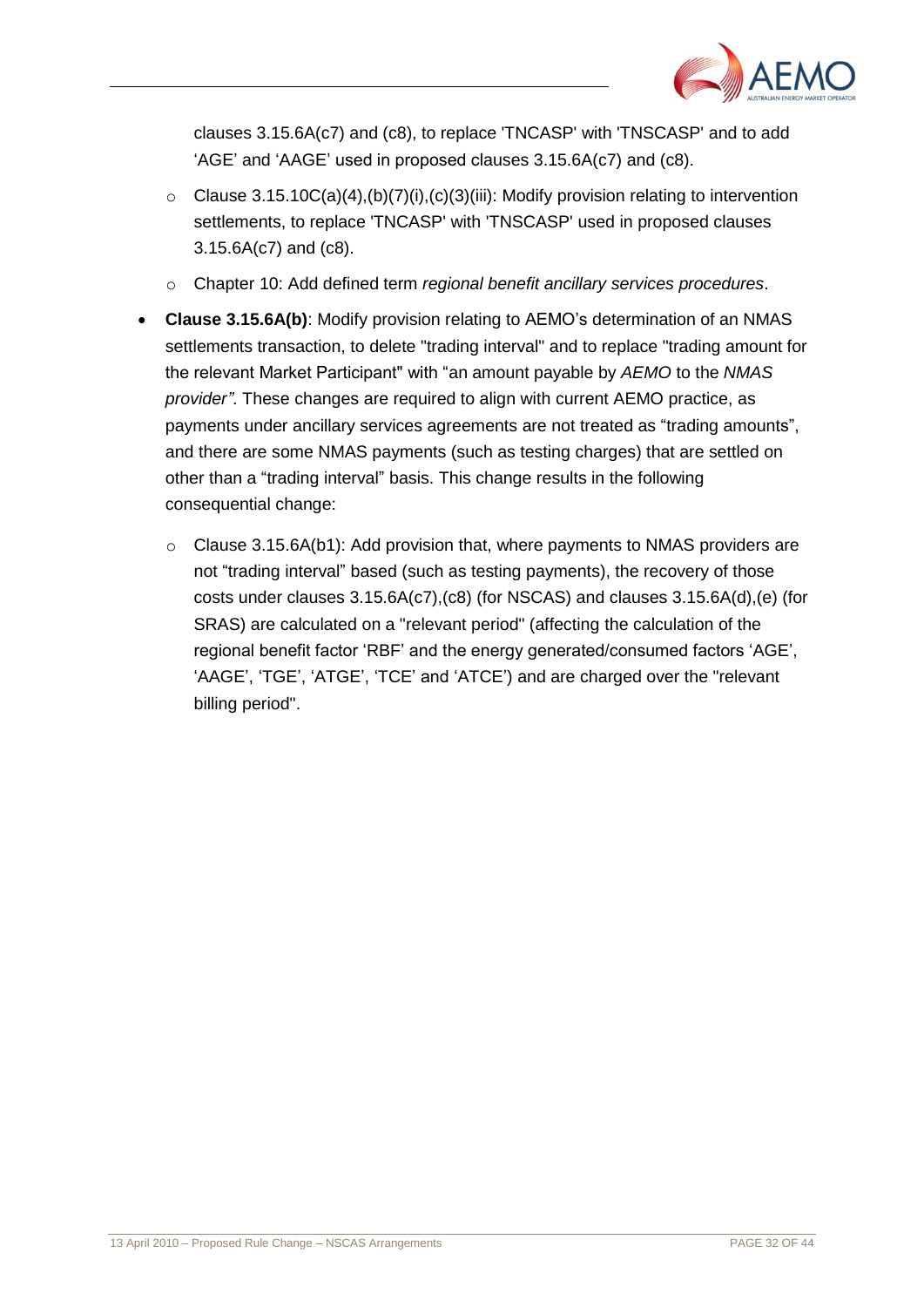clauses 3.15.6A(c7) and (c8), to replace 'TNCASP' with 'TNSCASP' and to add 'AGE' and 'AAGE' used in proposed clauses 3.15.6A(c7) and (c8).

  - Clause 3.15.10C(a)(4),(b)(7)(i),(c)(3)(iii): Modify provision relating to intervention settlements, to replace 'TNCASP' with 'TNSCASP' used in proposed clauses 3.15.6A(c7) and (c8).
  - Chapter 10: Add defined term *regional benefit ancillary services procedures*.

- **Clause 3.15.6A(b)**: Modify provision relating to AEMO's determination of an NMAS settlements transaction, to delete "trading interval" and to replace "trading amount for the relevant Market Participant" with "an amount payable by *AEMO* to the *NMAS provider"*. These changes are required to align with current AEMO practice, as payments under ancillary services agreements are not treated as "trading amounts", and there are some NMAS payments (such as testing charges) that are settled on other than a "trading interval" basis. This change results in the following consequential change:
  - Clause 3.15.6A(b1): Add provision that, where payments to NMAS providers are not "trading interval" based (such as testing payments), the recovery of those costs under clauses 3.15.6A(c7),(c8) (for NSCAS) and clauses 3.15.6A(d),(e) (for SRAS) are calculated on a "relevant period" (affecting the calculation of the regional benefit factor 'RBF' and the energy generated/consumed factors 'AGE', 'AAGE', 'TGE', 'ATGE', 'TCE' and 'ATCE') and are charged over the "relevant billing period".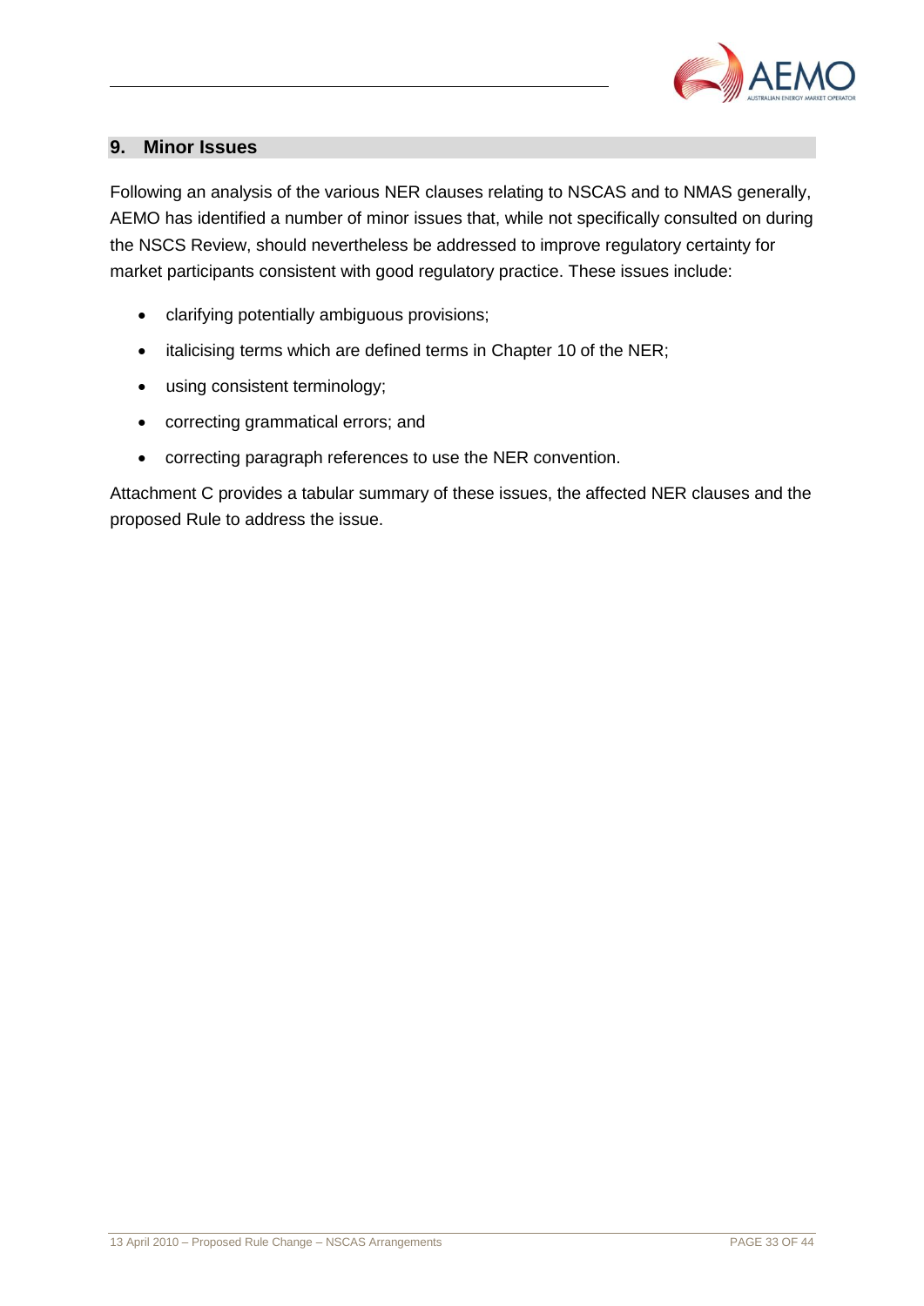## 9. Minor Issues

Following an analysis of the various NER clauses relating to NSCAS and to NMAS generally, AEMO has identified a number of minor issues that, while not specifically consulted on during the NSCS Review, should nevertheless be addressed to improve regulatory certainty for market participants consistent with good regulatory practice. These issues include:

- clarifying potentially ambiguous provisions;
- italicising terms which are defined terms in Chapter 10 of the NER;
- using consistent terminology;
- correcting grammatical errors; and
- correcting paragraph references to use the NER convention.

Attachment C provides a tabular summary of these issues, the affected NER clauses and the proposed Rule to address the issue.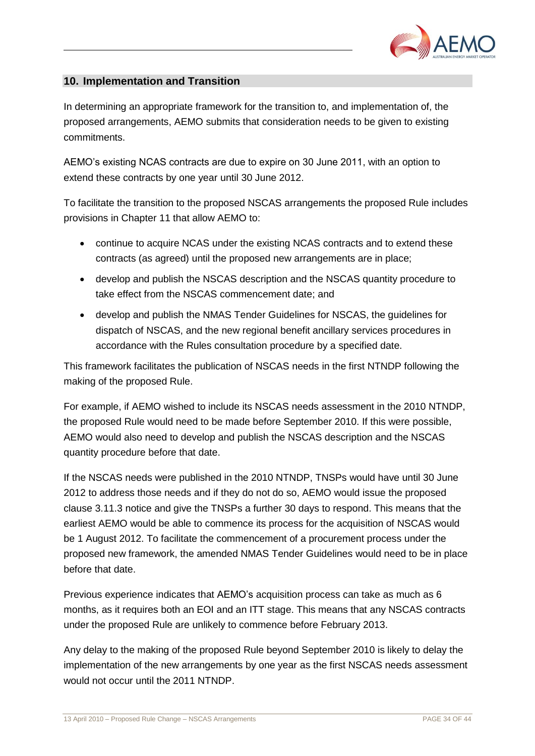## 10. Implementation and Transition

In determining an appropriate framework for the transition to, and implementation of, the proposed arrangements, AEMO submits that consideration needs to be given to existing commitments.

AEMO's existing NCAS contracts are due to expire on 30 June 2011, with an option to extend these contracts by one year until 30 June 2012.

To facilitate the transition to the proposed NSCAS arrangements the proposed Rule includes provisions in Chapter 11 that allow AEMO to:

- continue to acquire NCAS under the existing NCAS contracts and to extend these contracts (as agreed) until the proposed new arrangements are in place;
- develop and publish the NSCAS description and the NSCAS quantity procedure to take effect from the NSCAS commencement date; and
- develop and publish the NMAS Tender Guidelines for NSCAS, the guidelines for dispatch of NSCAS, and the new regional benefit ancillary services procedures in accordance with the Rules consultation procedure by a specified date.

This framework facilitates the publication of NSCAS needs in the first NTNDP following the making of the proposed Rule.

For example, if AEMO wished to include its NSCAS needs assessment in the 2010 NTNDP, the proposed Rule would need to be made before September 2010. If this were possible, AEMO would also need to develop and publish the NSCAS description and the NSCAS quantity procedure before that date.

If the NSCAS needs were published in the 2010 NTNDP, TNSPs would have until 30 June 2012 to address those needs and if they do not do so, AEMO would issue the proposed clause 3.11.3 notice and give the TNSPs a further 30 days to respond. This means that the earliest AEMO would be able to commence its process for the acquisition of NSCAS would be 1 August 2012. To facilitate the commencement of a procurement process under the proposed new framework, the amended NMAS Tender Guidelines would need to be in place before that date.

Previous experience indicates that AEMO's acquisition process can take as much as 6 months, as it requires both an EOI and an ITT stage. This means that any NSCAS contracts under the proposed Rule are unlikely to commence before February 2013.

Any delay to the making of the proposed Rule beyond September 2010 is likely to delay the implementation of the new arrangements by one year as the first NSCAS needs assessment would not occur until the 2011 NTNDP.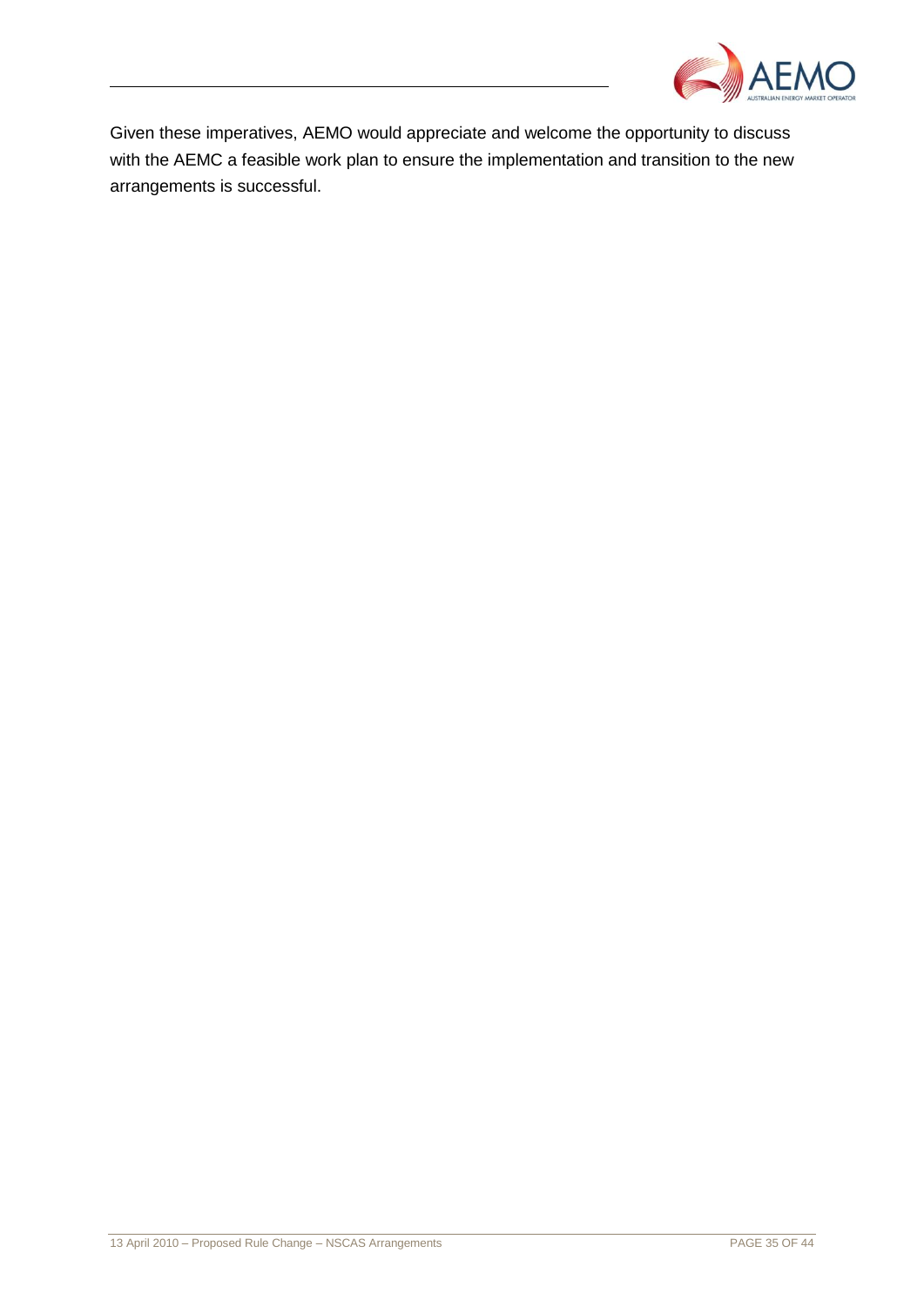Given these imperatives, AEMO would appreciate and welcome the opportunity to discuss with the AEMC a feasible work plan to ensure the implementation and transition to the new arrangements is successful.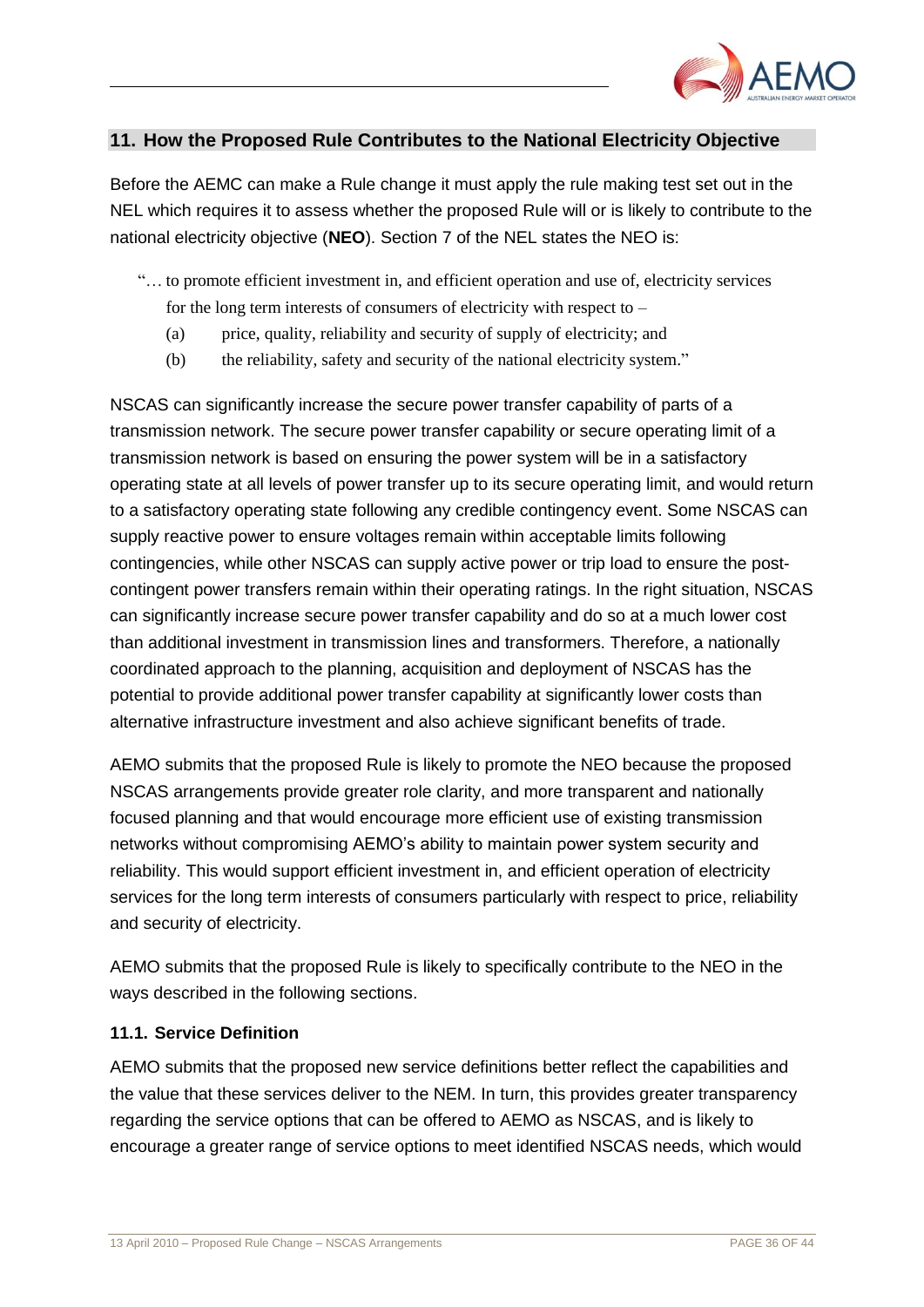## 11. How the Proposed Rule Contributes to the National Electricity Objective

Before the AEMC can make a Rule change it must apply the rule making test set out in the NEL which requires it to assess whether the proposed Rule will or is likely to contribute to the national electricity objective (**NEO**). Section 7 of the NEL states the NEO is:

> "… to promote efficient investment in, and efficient operation and use of, electricity services for the long term interests of consumers of electricity with respect to –
>
> (a) price, quality, reliability and security of supply of electricity; and
>
> (b) the reliability, safety and security of the national electricity system."

NSCAS can significantly increase the secure power transfer capability of parts of a transmission network. The secure power transfer capability or secure operating limit of a transmission network is based on ensuring the power system will be in a satisfactory operating state at all levels of power transfer up to its secure operating limit, and would return to a satisfactory operating state following any credible contingency event. Some NSCAS can supply reactive power to ensure voltages remain within acceptable limits following contingencies, while other NSCAS can supply active power or trip load to ensure the post-contingent power transfers remain within their operating ratings. In the right situation, NSCAS can significantly increase secure power transfer capability and do so at a much lower cost than additional investment in transmission lines and transformers. Therefore, a nationally coordinated approach to the planning, acquisition and deployment of NSCAS has the potential to provide additional power transfer capability at significantly lower costs than alternative infrastructure investment and also achieve significant benefits of trade.

AEMO submits that the proposed Rule is likely to promote the NEO because the proposed NSCAS arrangements provide greater role clarity, and more transparent and nationally focused planning and that would encourage more efficient use of existing transmission networks without compromising AEMO's ability to maintain power system security and reliability. This would support efficient investment in, and efficient operation of electricity services for the long term interests of consumers particularly with respect to price, reliability and security of electricity.

AEMO submits that the proposed Rule is likely to specifically contribute to the NEO in the ways described in the following sections.

### 11.1. Service Definition

AEMO submits that the proposed new service definitions better reflect the capabilities and the value that these services deliver to the NEM. In turn, this provides greater transparency regarding the service options that can be offered to AEMO as NSCAS, and is likely to encourage a greater range of service options to meet identified NSCAS needs, which would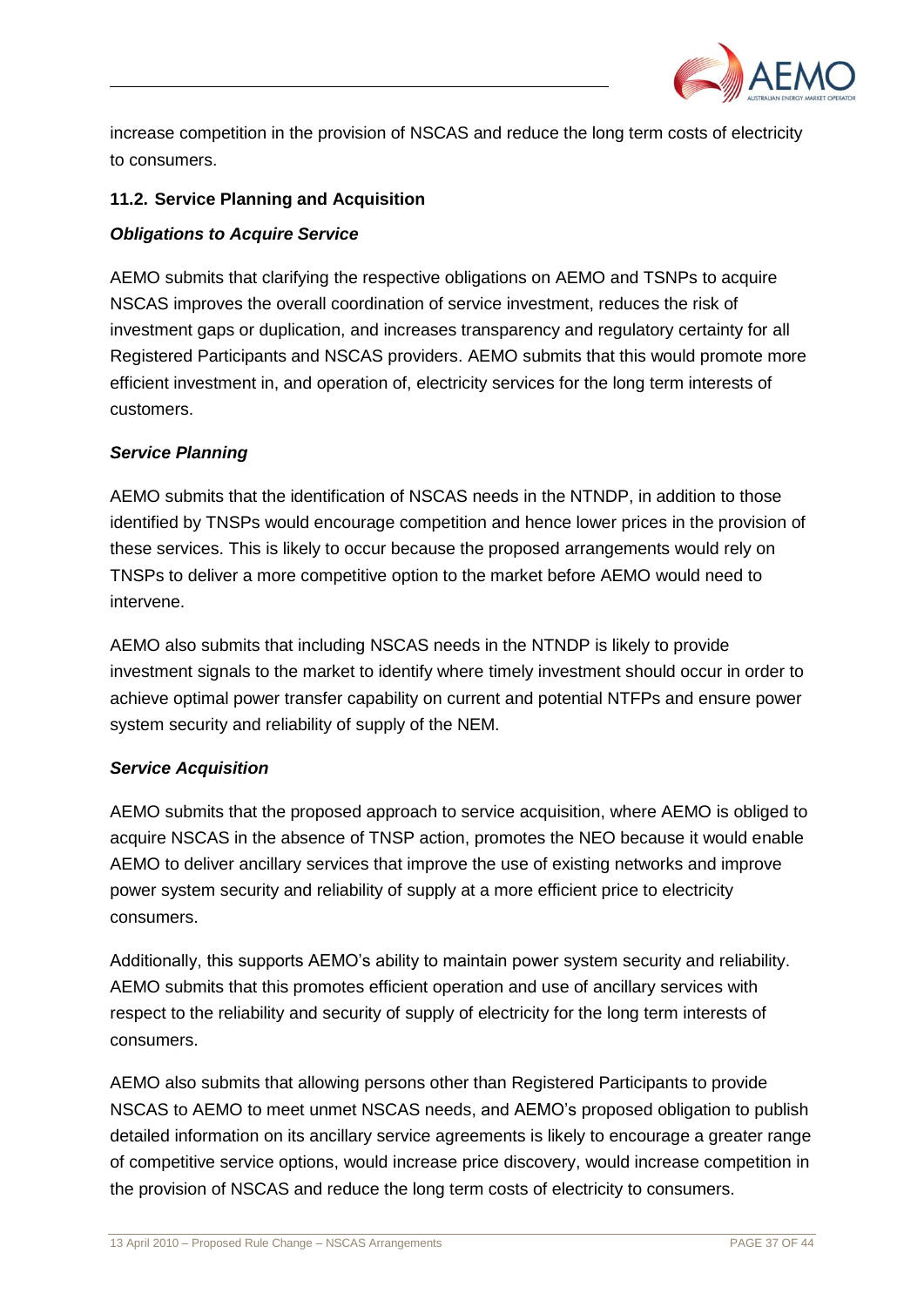increase competition in the provision of NSCAS and reduce the long term costs of electricity to consumers.

### 11.2. Service Planning and Acquisition

***Obligations to Acquire Service***

AEMO submits that clarifying the respective obligations on AEMO and TSNPs to acquire NSCAS improves the overall coordination of service investment, reduces the risk of investment gaps or duplication, and increases transparency and regulatory certainty for all Registered Participants and NSCAS providers. AEMO submits that this would promote more efficient investment in, and operation of, electricity services for the long term interests of customers.

***Service Planning***

AEMO submits that the identification of NSCAS needs in the NTNDP, in addition to those identified by TNSPs would encourage competition and hence lower prices in the provision of these services. This is likely to occur because the proposed arrangements would rely on TNSPs to deliver a more competitive option to the market before AEMO would need to intervene.

AEMO also submits that including NSCAS needs in the NTNDP is likely to provide investment signals to the market to identify where timely investment should occur in order to achieve optimal power transfer capability on current and potential NTFPs and ensure power system security and reliability of supply of the NEM.

***Service Acquisition***

AEMO submits that the proposed approach to service acquisition, where AEMO is obliged to acquire NSCAS in the absence of TNSP action, promotes the NEO because it would enable AEMO to deliver ancillary services that improve the use of existing networks and improve power system security and reliability of supply at a more efficient price to electricity consumers.

Additionally, this supports AEMO's ability to maintain power system security and reliability. AEMO submits that this promotes efficient operation and use of ancillary services with respect to the reliability and security of supply of electricity for the long term interests of consumers.

AEMO also submits that allowing persons other than Registered Participants to provide NSCAS to AEMO to meet unmet NSCAS needs, and AEMO's proposed obligation to publish detailed information on its ancillary service agreements is likely to encourage a greater range of competitive service options, would increase price discovery, would increase competition in the provision of NSCAS and reduce the long term costs of electricity to consumers.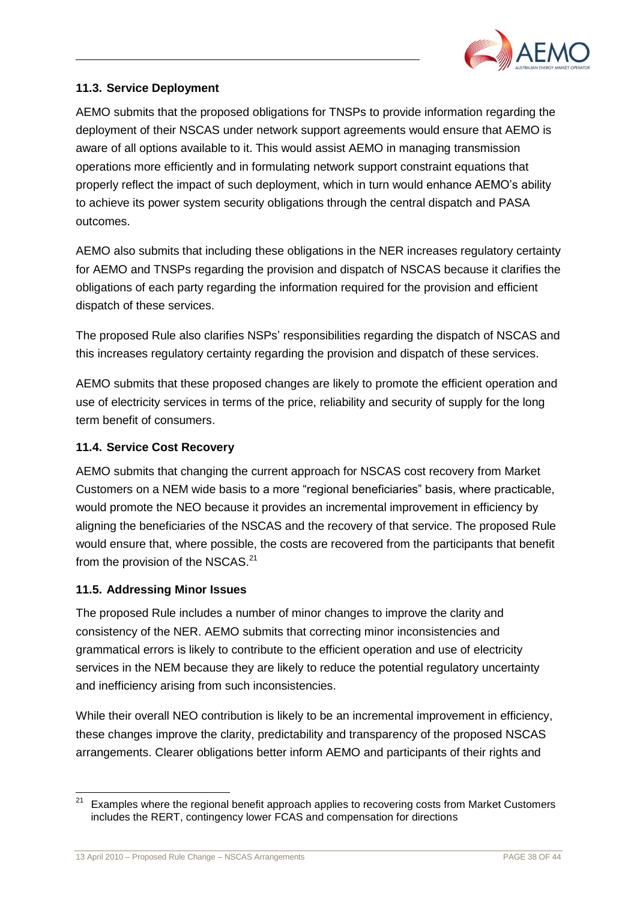### 11.3. Service Deployment

AEMO submits that the proposed obligations for TNSPs to provide information regarding the deployment of their NSCAS under network support agreements would ensure that AEMO is aware of all options available to it. This would assist AEMO in managing transmission operations more efficiently and in formulating network support constraint equations that properly reflect the impact of such deployment, which in turn would enhance AEMO's ability to achieve its power system security obligations through the central dispatch and PASA outcomes.

AEMO also submits that including these obligations in the NER increases regulatory certainty for AEMO and TNSPs regarding the provision and dispatch of NSCAS because it clarifies the obligations of each party regarding the information required for the provision and efficient dispatch of these services.

The proposed Rule also clarifies NSPs' responsibilities regarding the dispatch of NSCAS and this increases regulatory certainty regarding the provision and dispatch of these services.

AEMO submits that these proposed changes are likely to promote the efficient operation and use of electricity services in terms of the price, reliability and security of supply for the long term benefit of consumers.

### 11.4. Service Cost Recovery

AEMO submits that changing the current approach for NSCAS cost recovery from Market Customers on a NEM wide basis to a more "regional beneficiaries" basis, where practicable, would promote the NEO because it provides an incremental improvement in efficiency by aligning the beneficiaries of the NSCAS and the recovery of that service. The proposed Rule would ensure that, where possible, the costs are recovered from the participants that benefit from the provision of the NSCAS.[21]

### 11.5. Addressing Minor Issues

The proposed Rule includes a number of minor changes to improve the clarity and consistency of the NER. AEMO submits that correcting minor inconsistencies and grammatical errors is likely to contribute to the efficient operation and use of electricity services in the NEM because they are likely to reduce the potential regulatory uncertainty and inefficiency arising from such inconsistencies.

While their overall NEO contribution is likely to be an incremental improvement in efficiency, these changes improve the clarity, predictability and transparency of the proposed NSCAS arrangements. Clearer obligations better inform AEMO and participants of their rights and

---

[21] Examples where the regional benefit approach applies to recovering costs from Market Customers includes the RERT, contingency lower FCAS and compensation for directions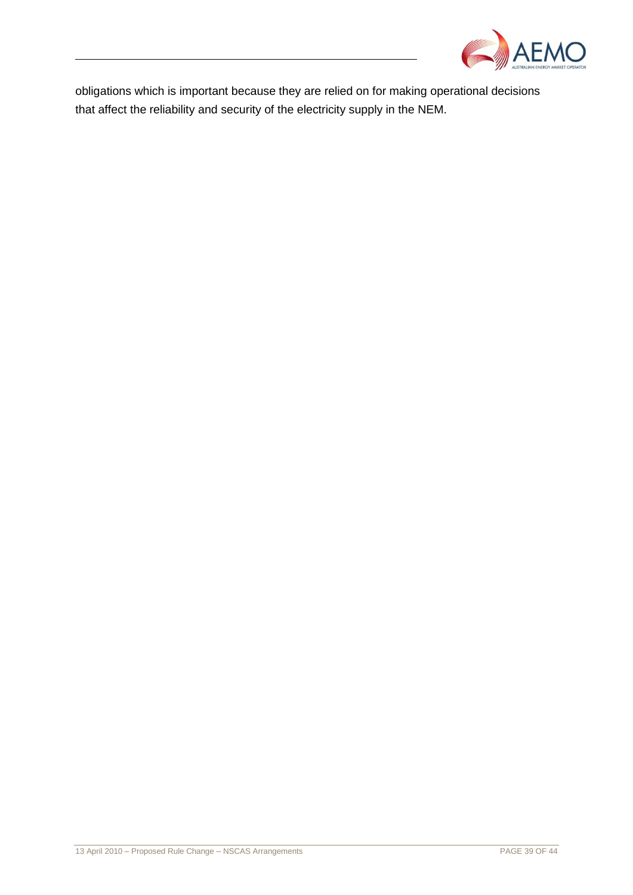obligations which is important because they are relied on for making operational decisions that affect the reliability and security of the electricity supply in the NEM.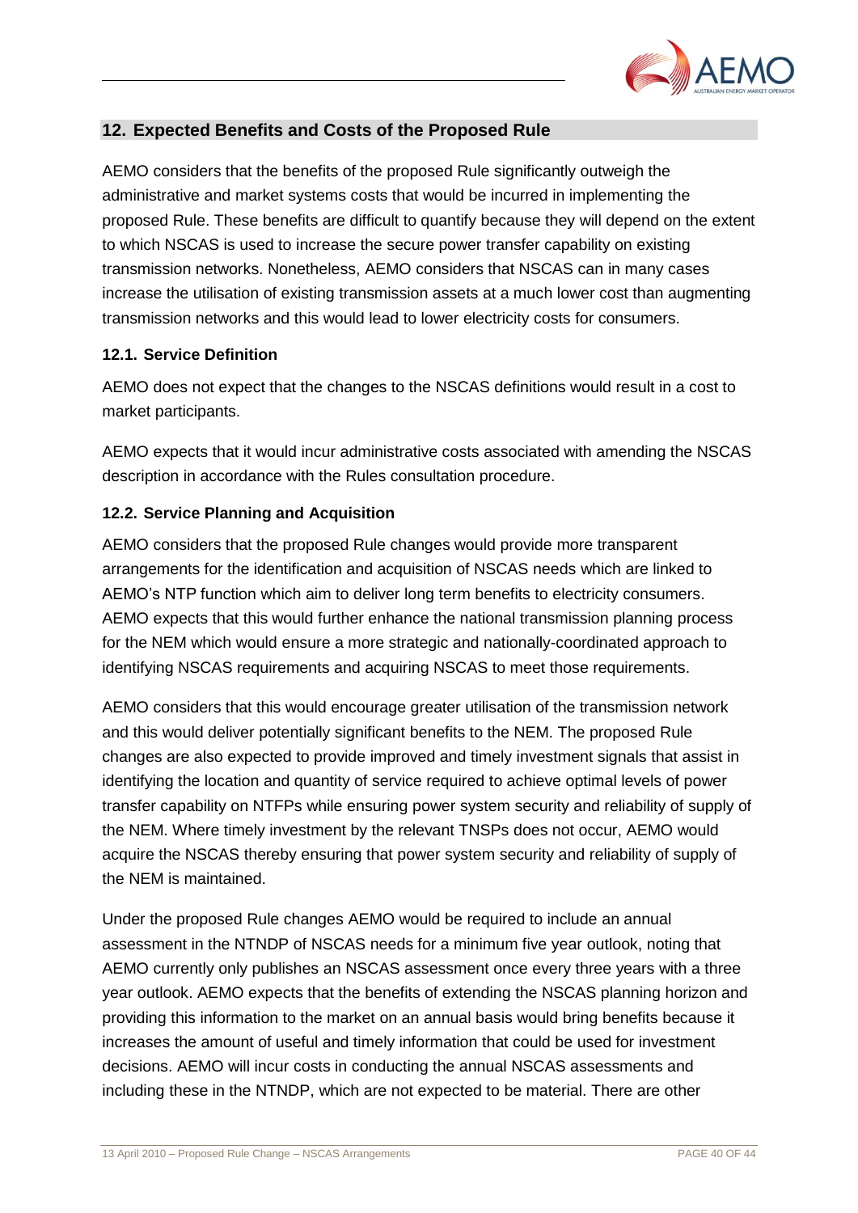## 12. Expected Benefits and Costs of the Proposed Rule

AEMO considers that the benefits of the proposed Rule significantly outweigh the administrative and market systems costs that would be incurred in implementing the proposed Rule. These benefits are difficult to quantify because they will depend on the extent to which NSCAS is used to increase the secure power transfer capability on existing transmission networks. Nonetheless, AEMO considers that NSCAS can in many cases increase the utilisation of existing transmission assets at a much lower cost than augmenting transmission networks and this would lead to lower electricity costs for consumers.

### 12.1. Service Definition

AEMO does not expect that the changes to the NSCAS definitions would result in a cost to market participants.

AEMO expects that it would incur administrative costs associated with amending the NSCAS description in accordance with the Rules consultation procedure.

### 12.2. Service Planning and Acquisition

AEMO considers that the proposed Rule changes would provide more transparent arrangements for the identification and acquisition of NSCAS needs which are linked to AEMO's NTP function which aim to deliver long term benefits to electricity consumers. AEMO expects that this would further enhance the national transmission planning process for the NEM which would ensure a more strategic and nationally-coordinated approach to identifying NSCAS requirements and acquiring NSCAS to meet those requirements.

AEMO considers that this would encourage greater utilisation of the transmission network and this would deliver potentially significant benefits to the NEM. The proposed Rule changes are also expected to provide improved and timely investment signals that assist in identifying the location and quantity of service required to achieve optimal levels of power transfer capability on NTFPs while ensuring power system security and reliability of supply of the NEM. Where timely investment by the relevant TNSPs does not occur, AEMO would acquire the NSCAS thereby ensuring that power system security and reliability of supply of the NEM is maintained.

Under the proposed Rule changes AEMO would be required to include an annual assessment in the NTNDP of NSCAS needs for a minimum five year outlook, noting that AEMO currently only publishes an NSCAS assessment once every three years with a three year outlook. AEMO expects that the benefits of extending the NSCAS planning horizon and providing this information to the market on an annual basis would bring benefits because it increases the amount of useful and timely information that could be used for investment decisions. AEMO will incur costs in conducting the annual NSCAS assessments and including these in the NTNDP, which are not expected to be material. There are other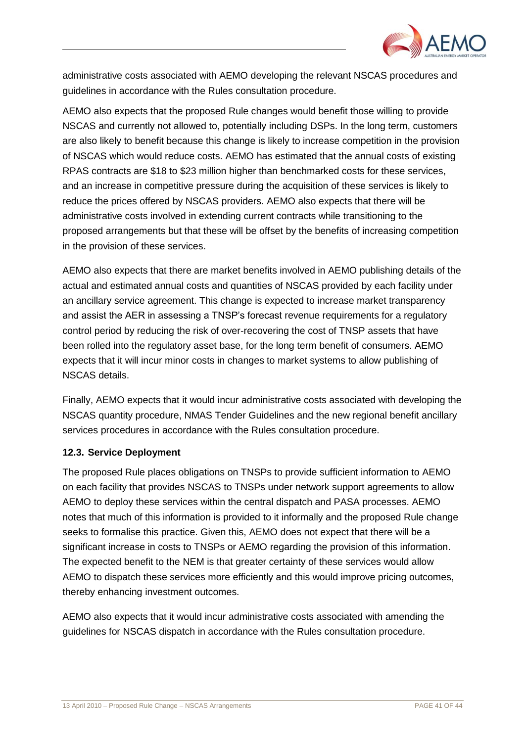administrative costs associated with AEMO developing the relevant NSCAS procedures and guidelines in accordance with the Rules consultation procedure.

AEMO also expects that the proposed Rule changes would benefit those willing to provide NSCAS and currently not allowed to, potentially including DSPs. In the long term, customers are also likely to benefit because this change is likely to increase competition in the provision of NSCAS which would reduce costs. AEMO has estimated that the annual costs of existing RPAS contracts are $18 to $23 million higher than benchmarked costs for these services, and an increase in competitive pressure during the acquisition of these services is likely to reduce the prices offered by NSCAS providers. AEMO also expects that there will be administrative costs involved in extending current contracts while transitioning to the proposed arrangements but that these will be offset by the benefits of increasing competition in the provision of these services.

AEMO also expects that there are market benefits involved in AEMO publishing details of the actual and estimated annual costs and quantities of NSCAS provided by each facility under an ancillary service agreement. This change is expected to increase market transparency and assist the AER in assessing a TNSP's forecast revenue requirements for a regulatory control period by reducing the risk of over-recovering the cost of TNSP assets that have been rolled into the regulatory asset base, for the long term benefit of consumers. AEMO expects that it will incur minor costs in changes to market systems to allow publishing of NSCAS details.

Finally, AEMO expects that it would incur administrative costs associated with developing the NSCAS quantity procedure, NMAS Tender Guidelines and the new regional benefit ancillary services procedures in accordance with the Rules consultation procedure.

### 12.3. Service Deployment

The proposed Rule places obligations on TNSPs to provide sufficient information to AEMO on each facility that provides NSCAS to TNSPs under network support agreements to allow AEMO to deploy these services within the central dispatch and PASA processes. AEMO notes that much of this information is provided to it informally and the proposed Rule change seeks to formalise this practice. Given this, AEMO does not expect that there will be a significant increase in costs to TNSPs or AEMO regarding the provision of this information. The expected benefit to the NEM is that greater certainty of these services would allow AEMO to dispatch these services more efficiently and this would improve pricing outcomes, thereby enhancing investment outcomes.

AEMO also expects that it would incur administrative costs associated with amending the guidelines for NSCAS dispatch in accordance with the Rules consultation procedure.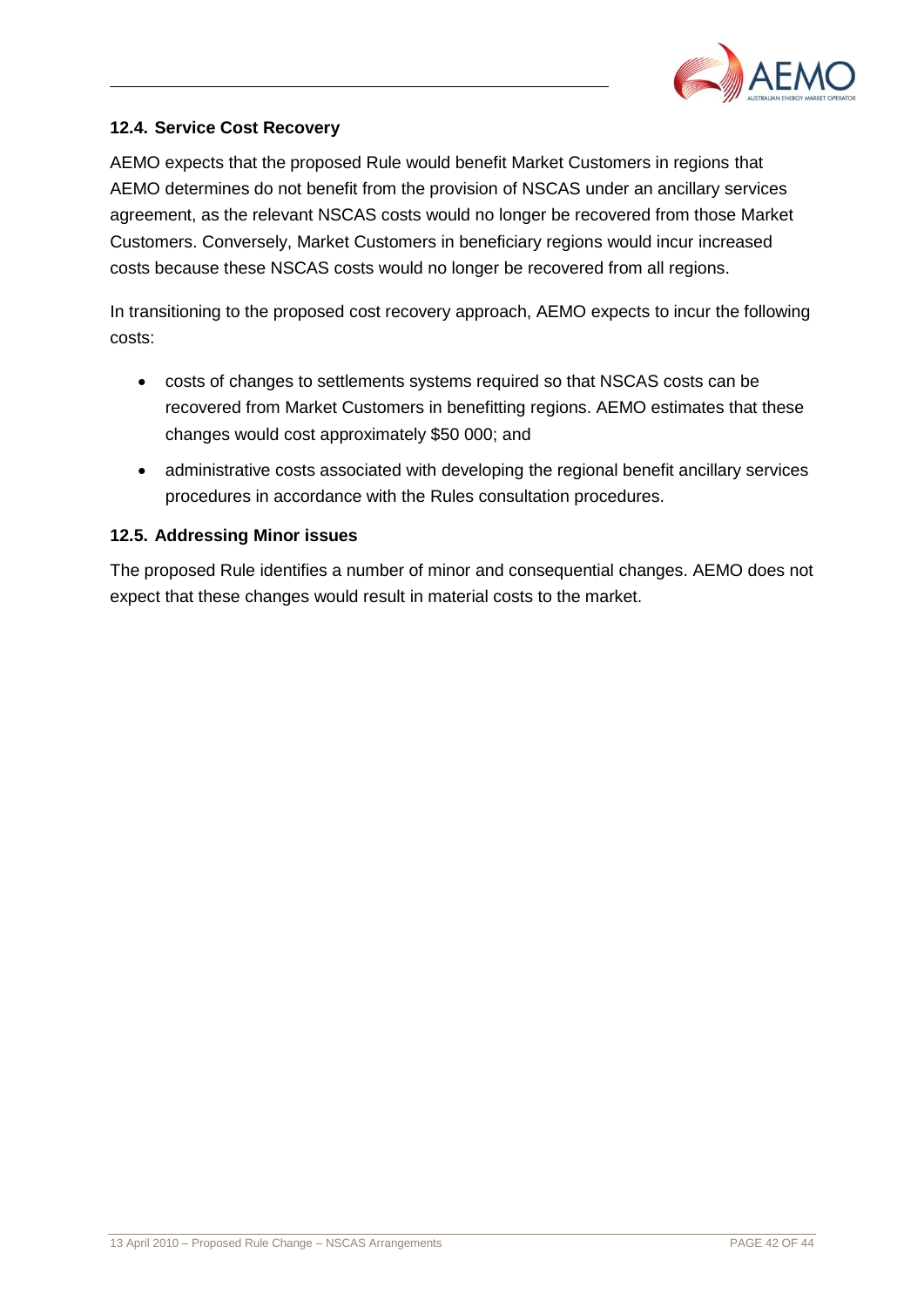### 12.4. Service Cost Recovery

AEMO expects that the proposed Rule would benefit Market Customers in regions that AEMO determines do not benefit from the provision of NSCAS under an ancillary services agreement, as the relevant NSCAS costs would no longer be recovered from those Market Customers. Conversely, Market Customers in beneficiary regions would incur increased costs because these NSCAS costs would no longer be recovered from all regions.

In transitioning to the proposed cost recovery approach, AEMO expects to incur the following costs:

- costs of changes to settlements systems required so that NSCAS costs can be recovered from Market Customers in benefitting regions. AEMO estimates that these changes would cost approximately $50 000; and
- administrative costs associated with developing the regional benefit ancillary services procedures in accordance with the Rules consultation procedures.

### 12.5. Addressing Minor issues

The proposed Rule identifies a number of minor and consequential changes. AEMO does not expect that these changes would result in material costs to the market.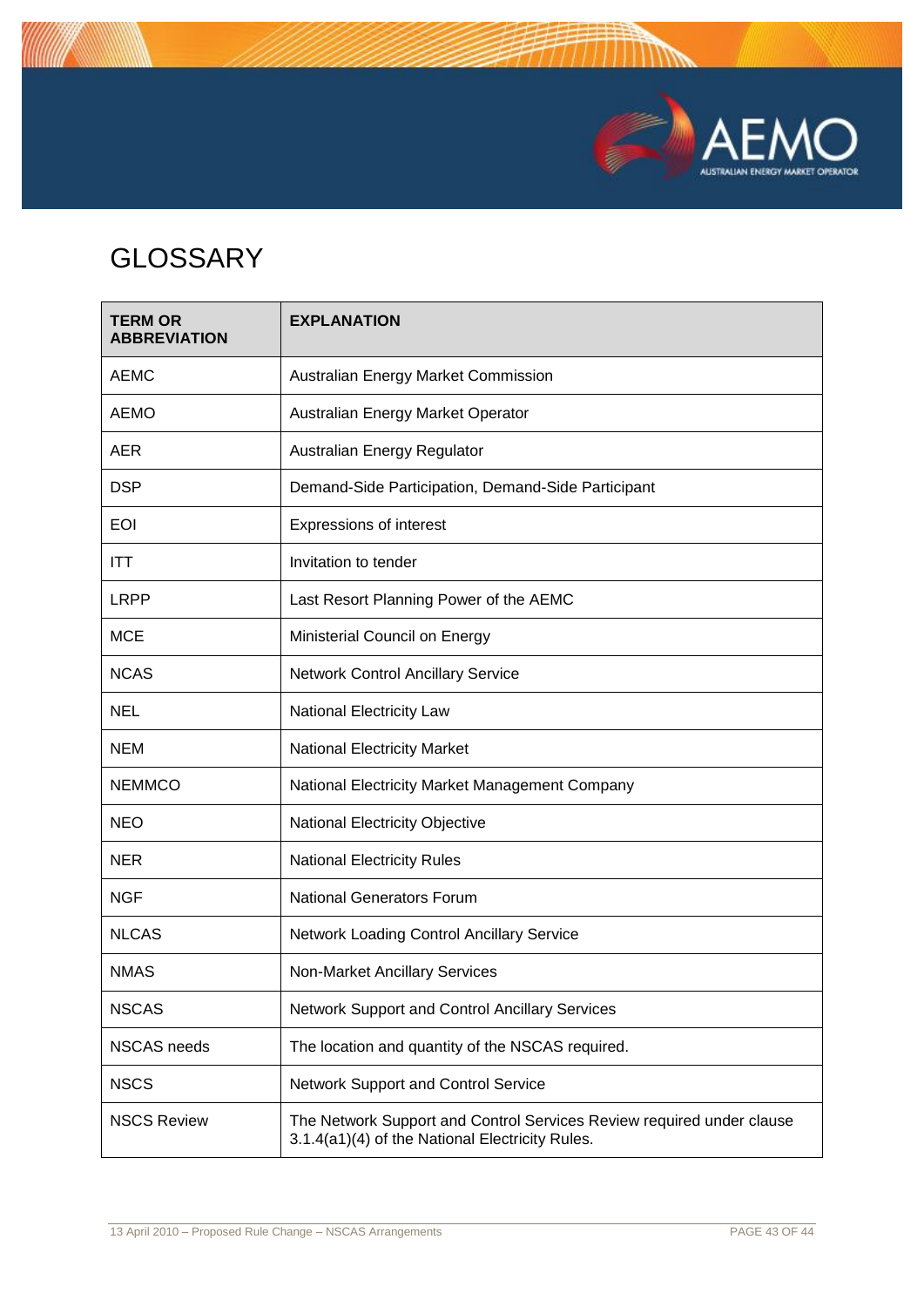# GLOSSARY

| TERM OR ABBREVIATION | EXPLANATION |
|---|---|
| AEMC | Australian Energy Market Commission |
| AEMO | Australian Energy Market Operator |
| AER | Australian Energy Regulator |
| DSP | Demand-Side Participation, Demand-Side Participant |
| EOI | Expressions of interest |
| ITT | Invitation to tender |
| LRPP | Last Resort Planning Power of the AEMC |
| MCE | Ministerial Council on Energy |
| NCAS | Network Control Ancillary Service |
| NEL | National Electricity Law |
| NEM | National Electricity Market |
| NEMMCO | National Electricity Market Management Company |
| NEO | National Electricity Objective |
| NER | National Electricity Rules |
| NGF | National Generators Forum |
| NLCAS | Network Loading Control Ancillary Service |
| NMAS | Non-Market Ancillary Services |
| NSCAS | Network Support and Control Ancillary Services |
| NSCAS needs | The location and quantity of the NSCAS required. |
| NSCS | Network Support and Control Service |
| NSCS Review | The Network Support and Control Services Review required under clause 3.1.4(a1)(4) of the National Electricity Rules. |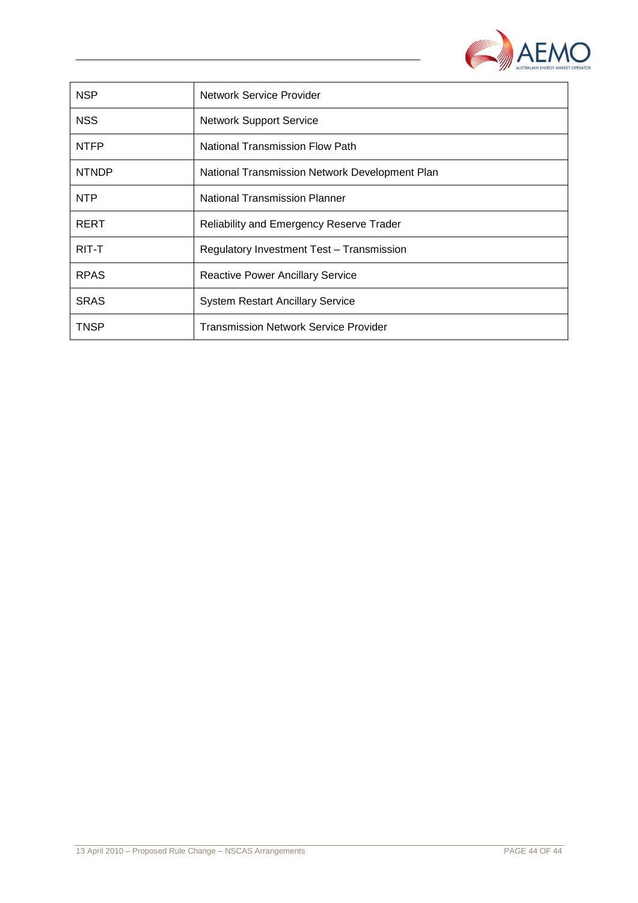| | |
|---|---|
| NSP | Network Service Provider |
| NSS | Network Support Service |
| NTFP | National Transmission Flow Path |
| NTNDP | National Transmission Network Development Plan |
| NTP | National Transmission Planner |
| RERT | Reliability and Emergency Reserve Trader |
| RIT-T | Regulatory Investment Test – Transmission |
| RPAS | Reactive Power Ancillary Service |
| SRAS | System Restart Ancillary Service |
| TNSP | Transmission Network Service Provider |